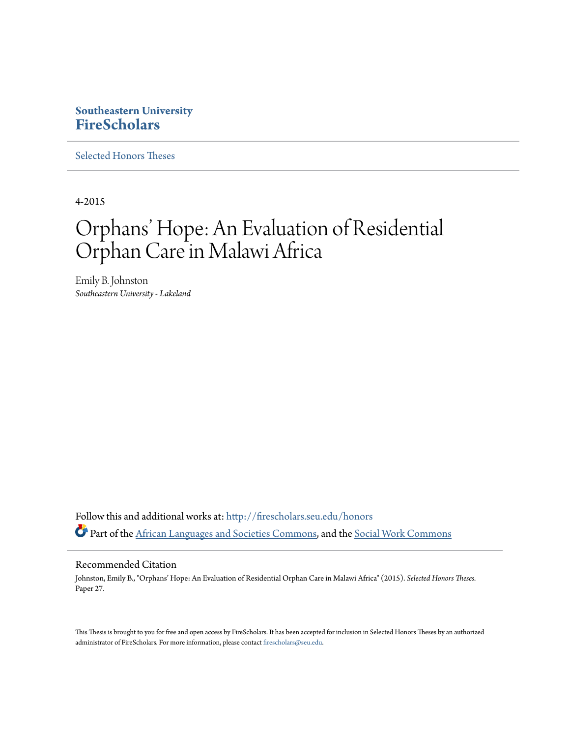**Southeastern University**
**FireScholars**

Selected Honors Theses

4-2015

# Orphans' Hope: An Evaluation of Residential Orphan Care in Malawi Africa

Emily B. Johnston
*Southeastern University - Lakeland*

Follow this and additional works at: http://firescholars.seu.edu/honors

Part of the African Languages and Societies Commons, and the Social Work Commons

## Recommended Citation

Johnston, Emily B., "Orphans' Hope: An Evaluation of Residential Orphan Care in Malawi Africa" (2015). *Selected Honors Theses.* Paper 27.

This Thesis is brought to you for free and open access by FireScholars. It has been accepted for inclusion in Selected Honors Theses by an authorized administrator of FireScholars. For more information, please contact firescholars@seu.edu.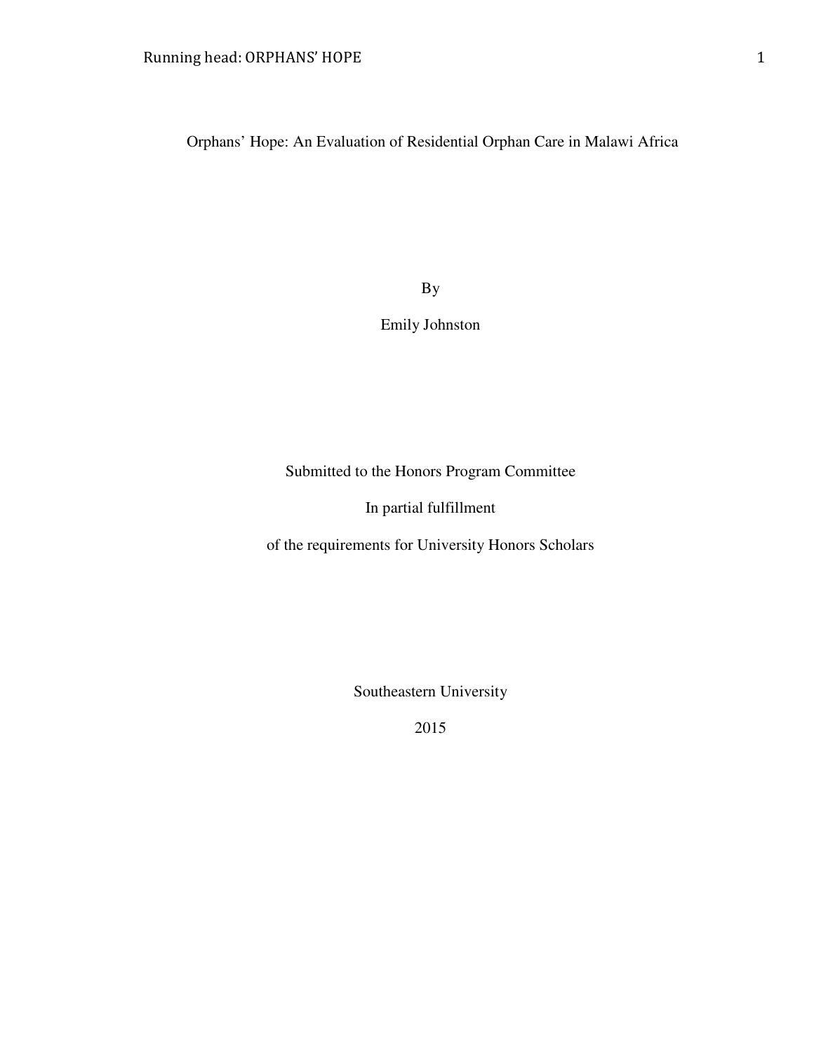# Orphans' Hope: An Evaluation of Residential Orphan Care in Malawi Africa

By

Emily Johnston

Submitted to the Honors Program Committee

In partial fulfillment

of the requirements for University Honors Scholars

Southeastern University

2015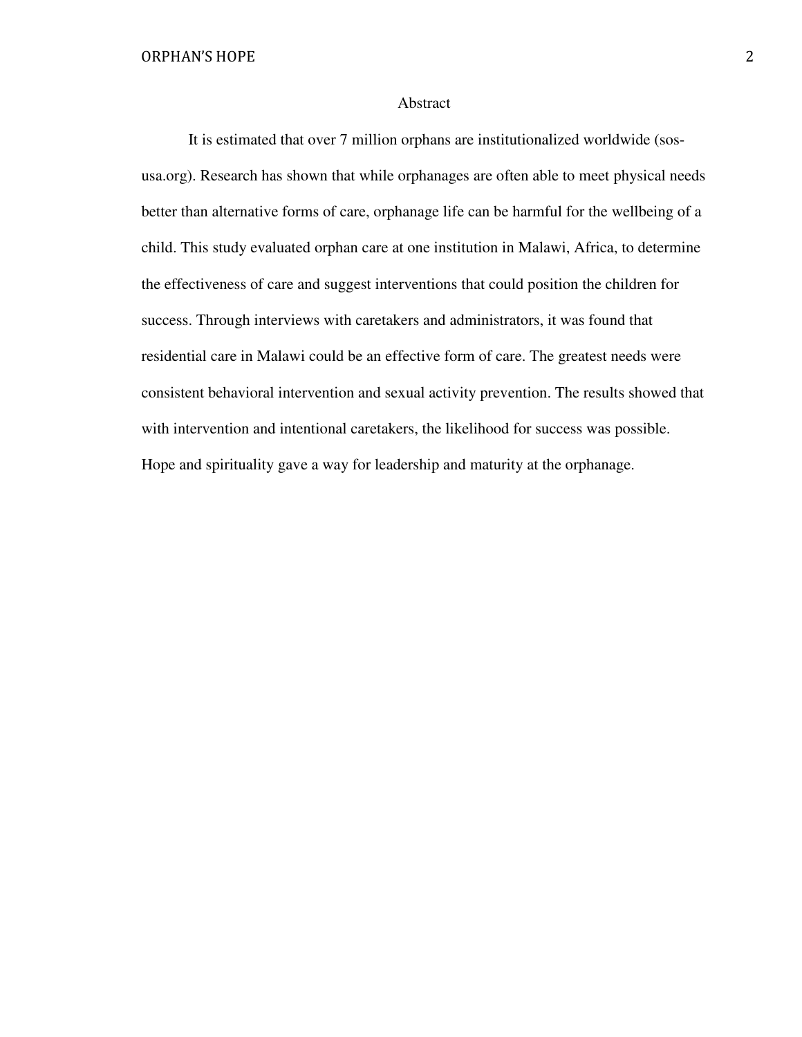# Abstract

It is estimated that over 7 million orphans are institutionalized worldwide (sos-usa.org). Research has shown that while orphanages are often able to meet physical needs better than alternative forms of care, orphanage life can be harmful for the wellbeing of a child. This study evaluated orphan care at one institution in Malawi, Africa, to determine the effectiveness of care and suggest interventions that could position the children for success. Through interviews with caretakers and administrators, it was found that residential care in Malawi could be an effective form of care. The greatest needs were consistent behavioral intervention and sexual activity prevention. The results showed that with intervention and intentional caretakers, the likelihood for success was possible. Hope and spirituality gave a way for leadership and maturity at the orphanage.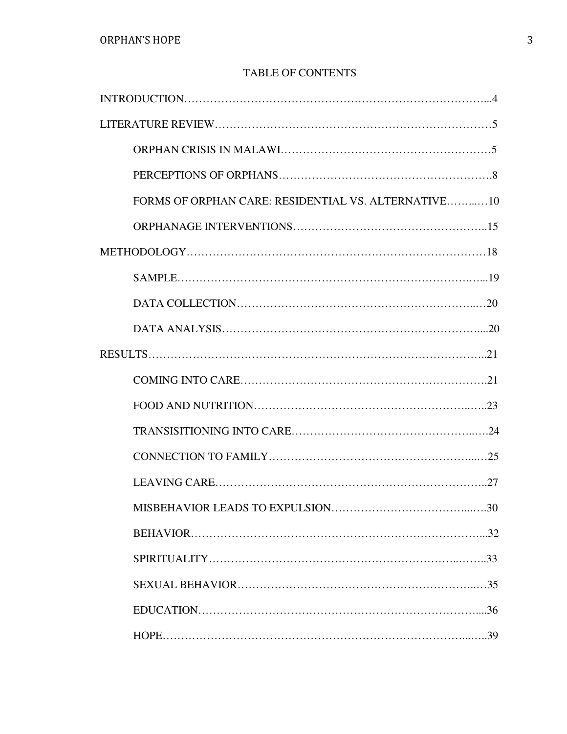## TABLE OF CONTENTS

INTRODUCTION…………………………………………………………………………...4

LITERATURE REVIEW………………………………………………………………….5

ORPHAN CRISIS IN MALAWI……………………………………………………….5

PERCEPTIONS OF ORPHANS……………………………………………………….8

FORMS OF ORPHAN CARE: RESIDENTIAL VS. ALTERNATIVE……...…10

ORPHANAGE INTERVENTIONS…………………………………………………..15

METHODOLOGY…………………………………………………………………………18

SAMPLE……………………………………………………………………….…...19

DATA COLLECTION………………………………………………………..…20

DATA ANALYSIS……………………………………………………………….....20

RESULTS…………………………………………………………………………………..21

COMING INTO CARE………………………………………………………….21

FOOD AND NUTRITION…………………………………………………...…..23

TRANSISITIONING INTO CARE………………………………………….…24

CONNECTION TO FAMILY………………………………………………...…25

LEAVING CARE………………………………………………………………..27

MISBEHAVIOR LEADS TO EXPULSION……………………………...….30

BEHAVIOR……………………………………………………………………...32

SPIRITUALITY……………………………………………………………..……..33

SEXUAL BEHAVIOR……………………………………………………...…35

EDUCATION……………………………………………………………………....36

HOPE………………………………………………………………………..…..39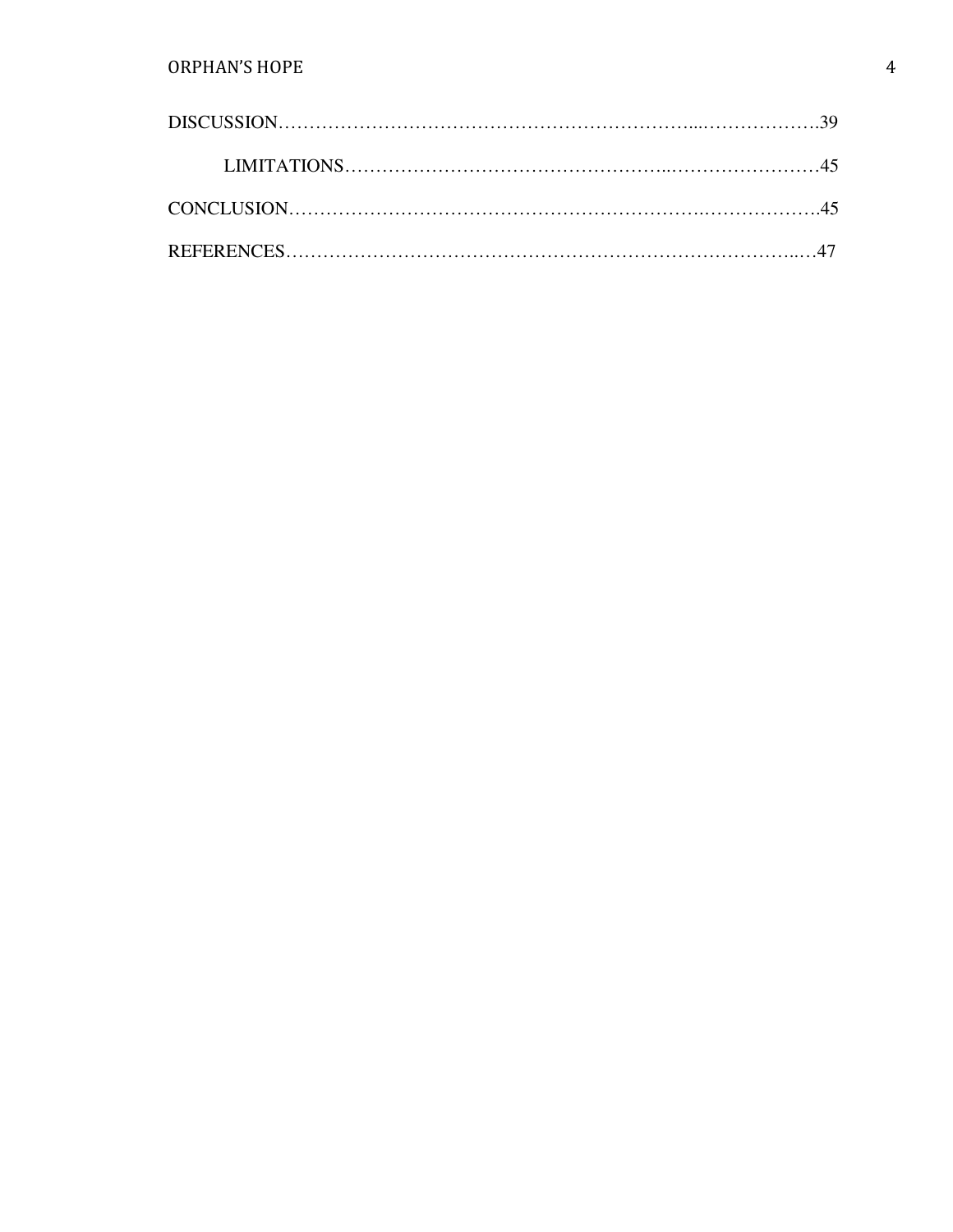DISCUSSION……………………………………………………………...……………….39

LIMITATIONS…………………………………………...……………………45

CONCLUSION………………………………………………………..……………….45

REFERENCES…………………………………………………………………...…47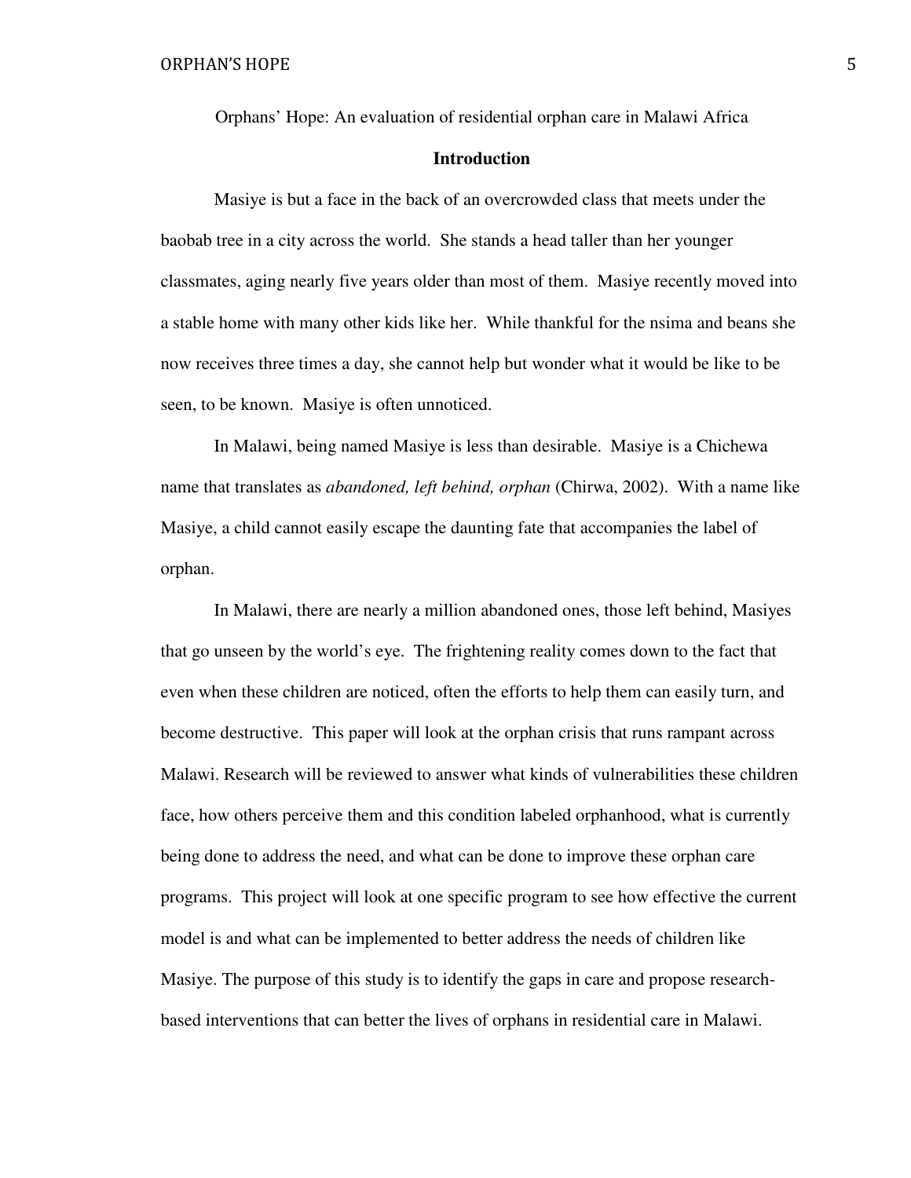Orphans' Hope: An evaluation of residential orphan care in Malawi Africa

## Introduction

Masiye is but a face in the back of an overcrowded class that meets under the baobab tree in a city across the world. She stands a head taller than her younger classmates, aging nearly five years older than most of them. Masiye recently moved into a stable home with many other kids like her. While thankful for the nsima and beans she now receives three times a day, she cannot help but wonder what it would be like to be seen, to be known. Masiye is often unnoticed.

In Malawi, being named Masiye is less than desirable. Masiye is a Chichewa name that translates as *abandoned, left behind, orphan* (Chirwa, 2002). With a name like Masiye, a child cannot easily escape the daunting fate that accompanies the label of orphan.

In Malawi, there are nearly a million abandoned ones, those left behind, Masiyes that go unseen by the world's eye. The frightening reality comes down to the fact that even when these children are noticed, often the efforts to help them can easily turn, and become destructive. This paper will look at the orphan crisis that runs rampant across Malawi. Research will be reviewed to answer what kinds of vulnerabilities these children face, how others perceive them and this condition labeled orphanhood, what is currently being done to address the need, and what can be done to improve these orphan care programs. This project will look at one specific program to see how effective the current model is and what can be implemented to better address the needs of children like Masiye. The purpose of this study is to identify the gaps in care and propose research-based interventions that can better the lives of orphans in residential care in Malawi.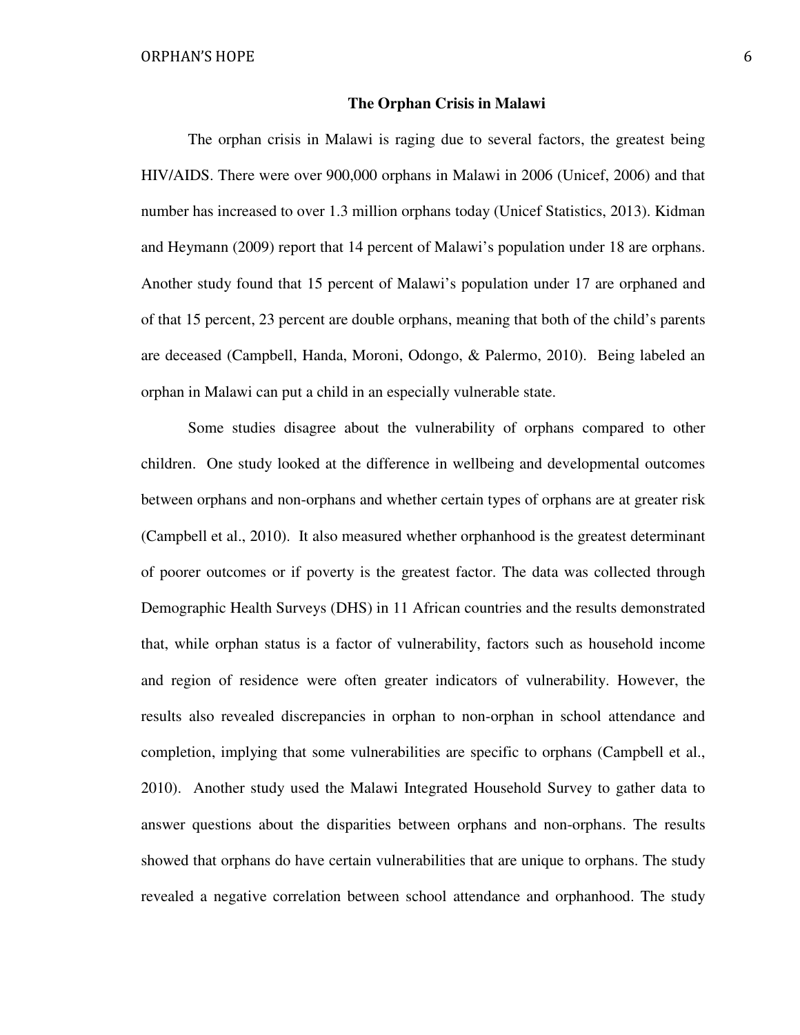## The Orphan Crisis in Malawi

The orphan crisis in Malawi is raging due to several factors, the greatest being HIV/AIDS. There were over 900,000 orphans in Malawi in 2006 (Unicef, 2006) and that number has increased to over 1.3 million orphans today (Unicef Statistics, 2013). Kidman and Heymann (2009) report that 14 percent of Malawi's population under 18 are orphans. Another study found that 15 percent of Malawi's population under 17 are orphaned and of that 15 percent, 23 percent are double orphans, meaning that both of the child's parents are deceased (Campbell, Handa, Moroni, Odongo, & Palermo, 2010). Being labeled an orphan in Malawi can put a child in an especially vulnerable state.

Some studies disagree about the vulnerability of orphans compared to other children. One study looked at the difference in wellbeing and developmental outcomes between orphans and non-orphans and whether certain types of orphans are at greater risk (Campbell et al., 2010). It also measured whether orphanhood is the greatest determinant of poorer outcomes or if poverty is the greatest factor. The data was collected through Demographic Health Surveys (DHS) in 11 African countries and the results demonstrated that, while orphan status is a factor of vulnerability, factors such as household income and region of residence were often greater indicators of vulnerability. However, the results also revealed discrepancies in orphan to non-orphan in school attendance and completion, implying that some vulnerabilities are specific to orphans (Campbell et al., 2010). Another study used the Malawi Integrated Household Survey to gather data to answer questions about the disparities between orphans and non-orphans. The results showed that orphans do have certain vulnerabilities that are unique to orphans. The study revealed a negative correlation between school attendance and orphanhood. The study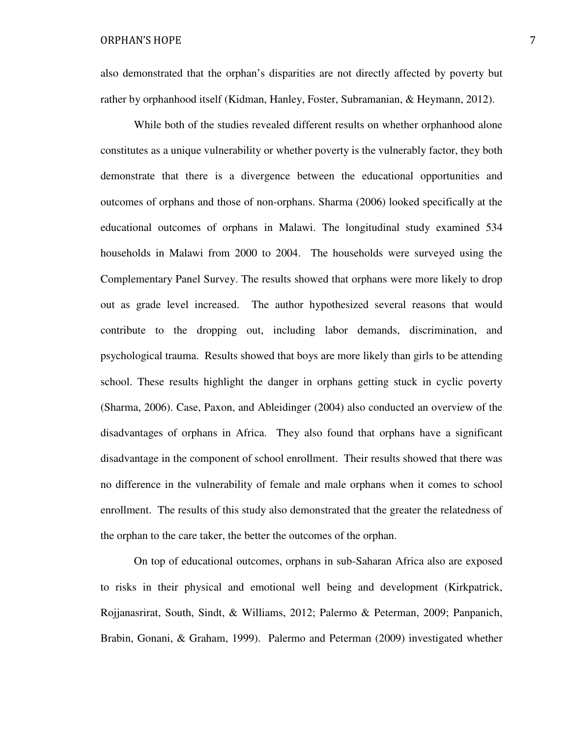also demonstrated that the orphan's disparities are not directly affected by poverty but rather by orphanhood itself (Kidman, Hanley, Foster, Subramanian, & Heymann, 2012).

While both of the studies revealed different results on whether orphanhood alone constitutes as a unique vulnerability or whether poverty is the vulnerably factor, they both demonstrate that there is a divergence between the educational opportunities and outcomes of orphans and those of non-orphans. Sharma (2006) looked specifically at the educational outcomes of orphans in Malawi. The longitudinal study examined 534 households in Malawi from 2000 to 2004. The households were surveyed using the Complementary Panel Survey. The results showed that orphans were more likely to drop out as grade level increased. The author hypothesized several reasons that would contribute to the dropping out, including labor demands, discrimination, and psychological trauma. Results showed that boys are more likely than girls to be attending school. These results highlight the danger in orphans getting stuck in cyclic poverty (Sharma, 2006). Case, Paxon, and Ableidinger (2004) also conducted an overview of the disadvantages of orphans in Africa. They also found that orphans have a significant disadvantage in the component of school enrollment. Their results showed that there was no difference in the vulnerability of female and male orphans when it comes to school enrollment. The results of this study also demonstrated that the greater the relatedness of the orphan to the care taker, the better the outcomes of the orphan.

On top of educational outcomes, orphans in sub-Saharan Africa also are exposed to risks in their physical and emotional well being and development (Kirkpatrick, Rojjanasrirat, South, Sindt, & Williams, 2012; Palermo & Peterman, 2009; Panpanich, Brabin, Gonani, & Graham, 1999). Palermo and Peterman (2009) investigated whether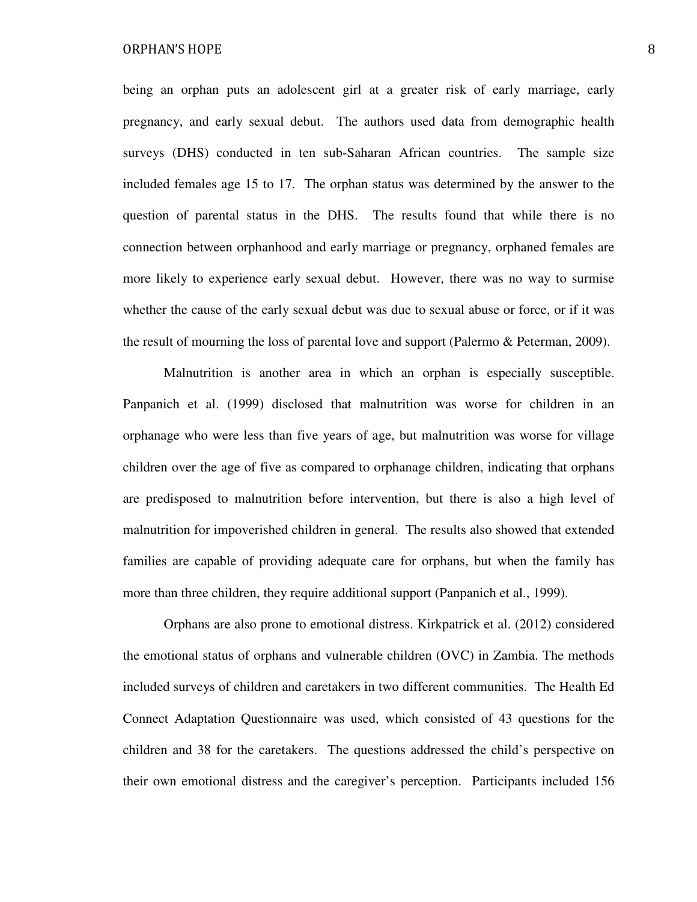being an orphan puts an adolescent girl at a greater risk of early marriage, early pregnancy, and early sexual debut. The authors used data from demographic health surveys (DHS) conducted in ten sub-Saharan African countries. The sample size included females age 15 to 17. The orphan status was determined by the answer to the question of parental status in the DHS. The results found that while there is no connection between orphanhood and early marriage or pregnancy, orphaned females are more likely to experience early sexual debut. However, there was no way to surmise whether the cause of the early sexual debut was due to sexual abuse or force, or if it was the result of mourning the loss of parental love and support (Palermo & Peterman, 2009).

Malnutrition is another area in which an orphan is especially susceptible. Panpanich et al. (1999) disclosed that malnutrition was worse for children in an orphanage who were less than five years of age, but malnutrition was worse for village children over the age of five as compared to orphanage children, indicating that orphans are predisposed to malnutrition before intervention, but there is also a high level of malnutrition for impoverished children in general. The results also showed that extended families are capable of providing adequate care for orphans, but when the family has more than three children, they require additional support (Panpanich et al., 1999).

Orphans are also prone to emotional distress. Kirkpatrick et al. (2012) considered the emotional status of orphans and vulnerable children (OVC) in Zambia. The methods included surveys of children and caretakers in two different communities. The Health Ed Connect Adaptation Questionnaire was used, which consisted of 43 questions for the children and 38 for the caretakers. The questions addressed the child's perspective on their own emotional distress and the caregiver's perception. Participants included 156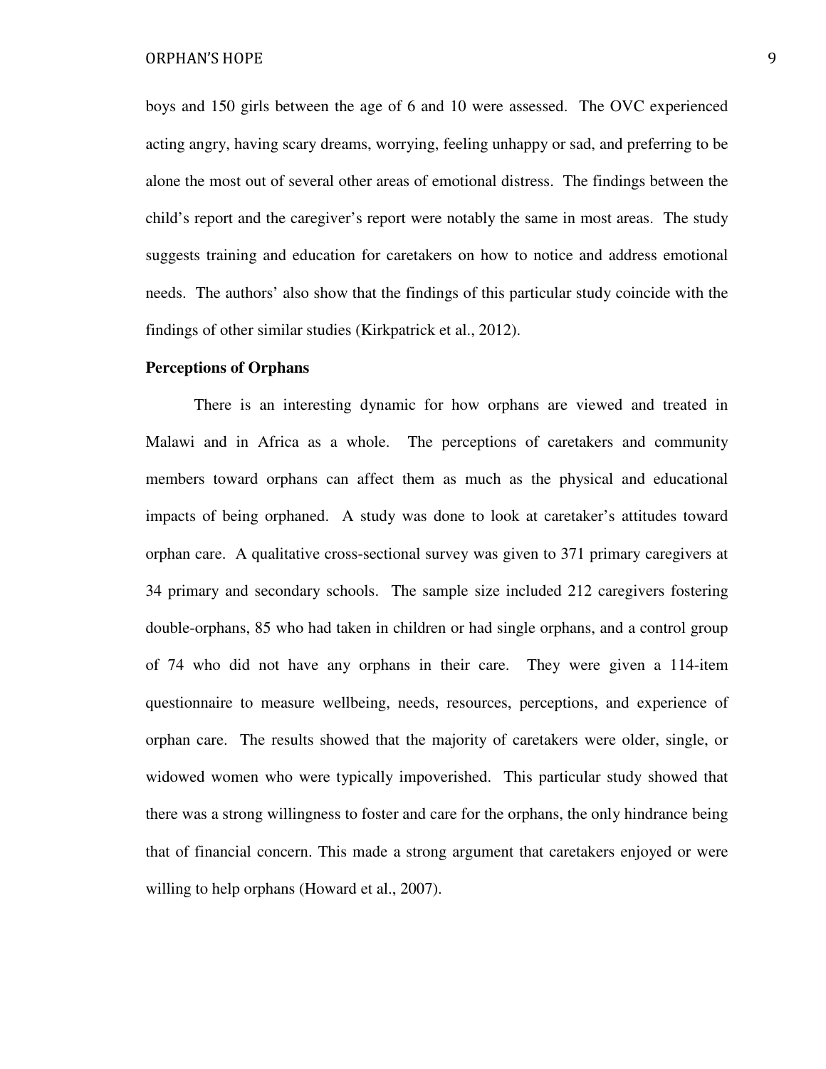boys and 150 girls between the age of 6 and 10 were assessed. The OVC experienced acting angry, having scary dreams, worrying, feeling unhappy or sad, and preferring to be alone the most out of several other areas of emotional distress. The findings between the child's report and the caregiver's report were notably the same in most areas. The study suggests training and education for caretakers on how to notice and address emotional needs. The authors' also show that the findings of this particular study coincide with the findings of other similar studies (Kirkpatrick et al., 2012).

**Perceptions of Orphans**

There is an interesting dynamic for how orphans are viewed and treated in Malawi and in Africa as a whole. The perceptions of caretakers and community members toward orphans can affect them as much as the physical and educational impacts of being orphaned. A study was done to look at caretaker's attitudes toward orphan care. A qualitative cross-sectional survey was given to 371 primary caregivers at 34 primary and secondary schools. The sample size included 212 caregivers fostering double-orphans, 85 who had taken in children or had single orphans, and a control group of 74 who did not have any orphans in their care. They were given a 114-item questionnaire to measure wellbeing, needs, resources, perceptions, and experience of orphan care. The results showed that the majority of caretakers were older, single, or widowed women who were typically impoverished. This particular study showed that there was a strong willingness to foster and care for the orphans, the only hindrance being that of financial concern. This made a strong argument that caretakers enjoyed or were willing to help orphans (Howard et al., 2007).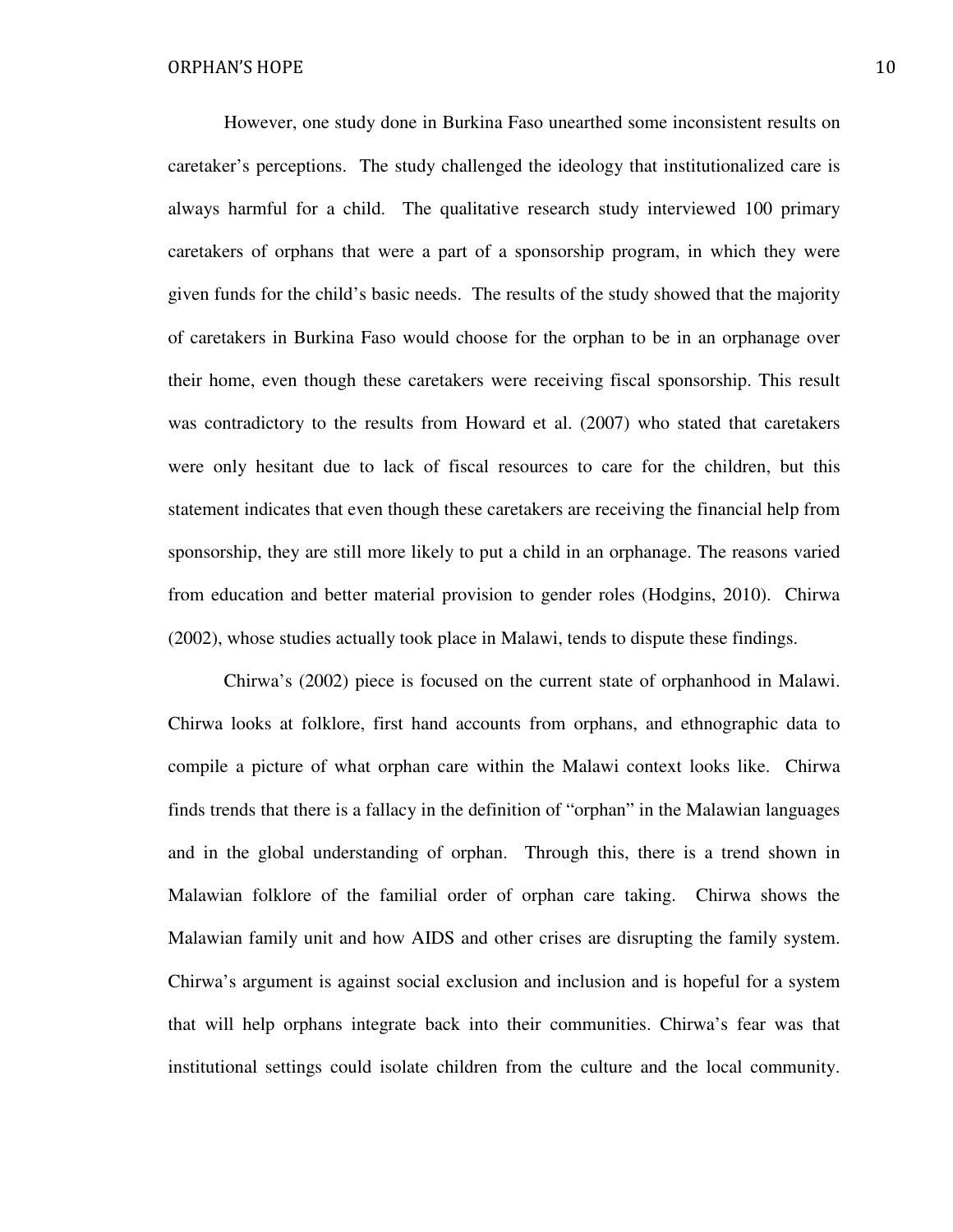However, one study done in Burkina Faso unearthed some inconsistent results on caretaker's perceptions. The study challenged the ideology that institutionalized care is always harmful for a child. The qualitative research study interviewed 100 primary caretakers of orphans that were a part of a sponsorship program, in which they were given funds for the child's basic needs. The results of the study showed that the majority of caretakers in Burkina Faso would choose for the orphan to be in an orphanage over their home, even though these caretakers were receiving fiscal sponsorship. This result was contradictory to the results from Howard et al. (2007) who stated that caretakers were only hesitant due to lack of fiscal resources to care for the children, but this statement indicates that even though these caretakers are receiving the financial help from sponsorship, they are still more likely to put a child in an orphanage. The reasons varied from education and better material provision to gender roles (Hodgins, 2010). Chirwa (2002), whose studies actually took place in Malawi, tends to dispute these findings.

Chirwa's (2002) piece is focused on the current state of orphanhood in Malawi. Chirwa looks at folklore, first hand accounts from orphans, and ethnographic data to compile a picture of what orphan care within the Malawi context looks like. Chirwa finds trends that there is a fallacy in the definition of "orphan" in the Malawian languages and in the global understanding of orphan. Through this, there is a trend shown in Malawian folklore of the familial order of orphan care taking. Chirwa shows the Malawian family unit and how AIDS and other crises are disrupting the family system. Chirwa's argument is against social exclusion and inclusion and is hopeful for a system that will help orphans integrate back into their communities. Chirwa's fear was that institutional settings could isolate children from the culture and the local community.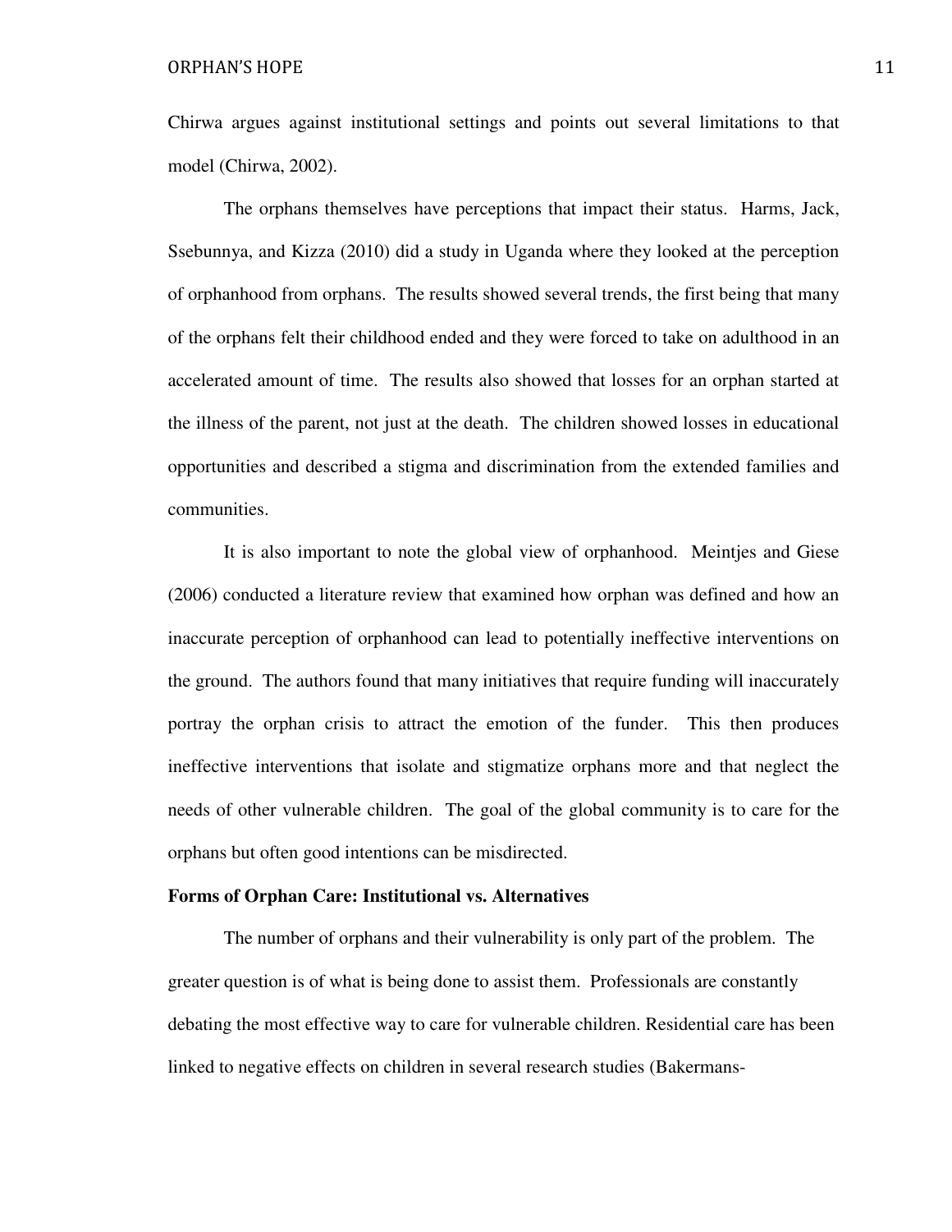Chirwa argues against institutional settings and points out several limitations to that model (Chirwa, 2002).

The orphans themselves have perceptions that impact their status. Harms, Jack, Ssebunnya, and Kizza (2010) did a study in Uganda where they looked at the perception of orphanhood from orphans. The results showed several trends, the first being that many of the orphans felt their childhood ended and they were forced to take on adulthood in an accelerated amount of time. The results also showed that losses for an orphan started at the illness of the parent, not just at the death. The children showed losses in educational opportunities and described a stigma and discrimination from the extended families and communities.

It is also important to note the global view of orphanhood. Meintjes and Giese (2006) conducted a literature review that examined how orphan was defined and how an inaccurate perception of orphanhood can lead to potentially ineffective interventions on the ground. The authors found that many initiatives that require funding will inaccurately portray the orphan crisis to attract the emotion of the funder. This then produces ineffective interventions that isolate and stigmatize orphans more and that neglect the needs of other vulnerable children. The goal of the global community is to care for the orphans but often good intentions can be misdirected.

**Forms of Orphan Care: Institutional vs. Alternatives**

The number of orphans and their vulnerability is only part of the problem. The greater question is of what is being done to assist them. Professionals are constantly debating the most effective way to care for vulnerable children. Residential care has been linked to negative effects on children in several research studies (Bakermans-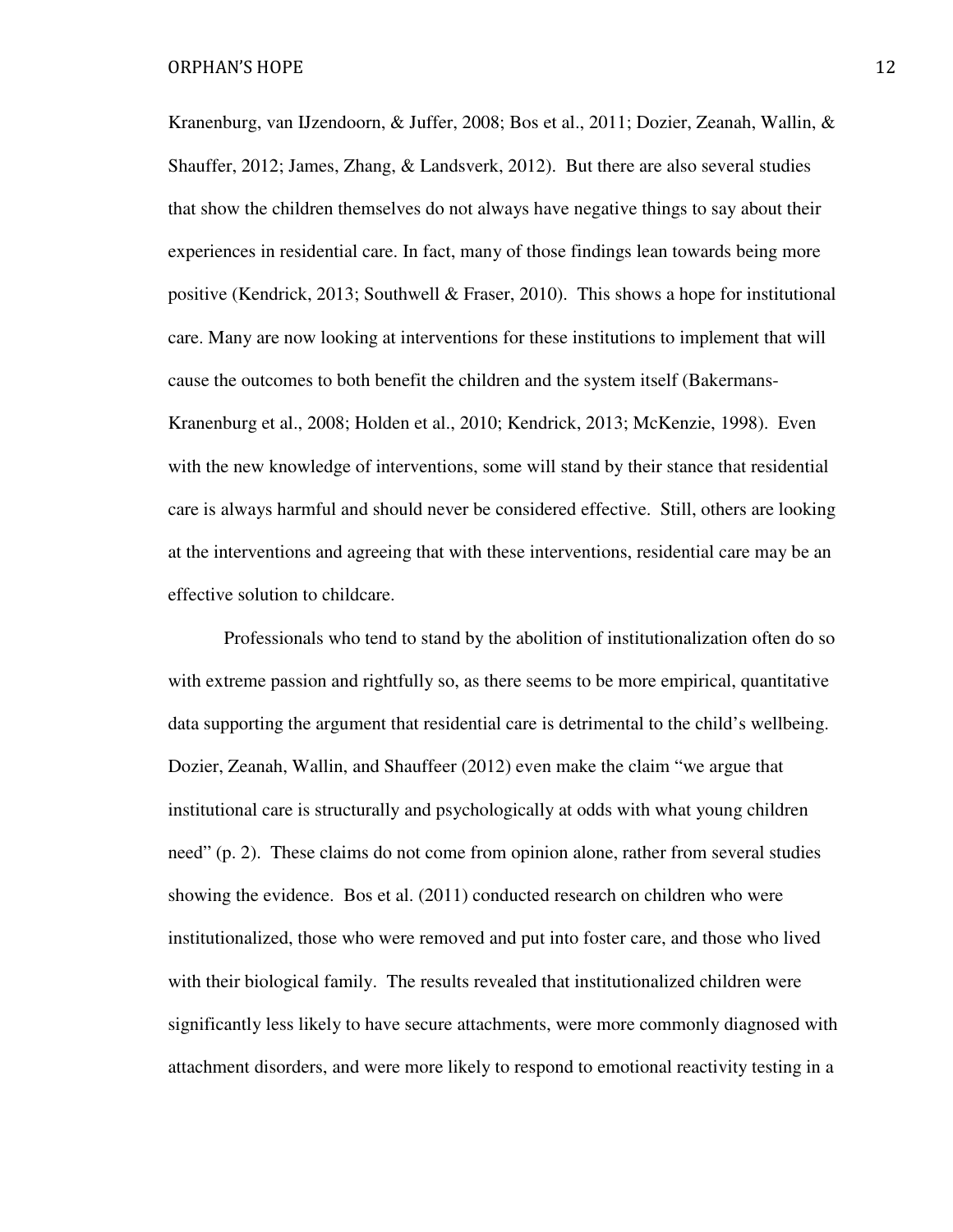Kranenburg, van IJzendoorn, & Juffer, 2008; Bos et al., 2011; Dozier, Zeanah, Wallin, & Shauffer, 2012; James, Zhang, & Landsverk, 2012). But there are also several studies that show the children themselves do not always have negative things to say about their experiences in residential care. In fact, many of those findings lean towards being more positive (Kendrick, 2013; Southwell & Fraser, 2010). This shows a hope for institutional care. Many are now looking at interventions for these institutions to implement that will cause the outcomes to both benefit the children and the system itself (Bakermans-Kranenburg et al., 2008; Holden et al., 2010; Kendrick, 2013; McKenzie, 1998). Even with the new knowledge of interventions, some will stand by their stance that residential care is always harmful and should never be considered effective. Still, others are looking at the interventions and agreeing that with these interventions, residential care may be an effective solution to childcare.

Professionals who tend to stand by the abolition of institutionalization often do so with extreme passion and rightfully so, as there seems to be more empirical, quantitative data supporting the argument that residential care is detrimental to the child's wellbeing. Dozier, Zeanah, Wallin, and Shauffeer (2012) even make the claim "we argue that institutional care is structurally and psychologically at odds with what young children need" (p. 2). These claims do not come from opinion alone, rather from several studies showing the evidence. Bos et al. (2011) conducted research on children who were institutionalized, those who were removed and put into foster care, and those who lived with their biological family. The results revealed that institutionalized children were significantly less likely to have secure attachments, were more commonly diagnosed with attachment disorders, and were more likely to respond to emotional reactivity testing in a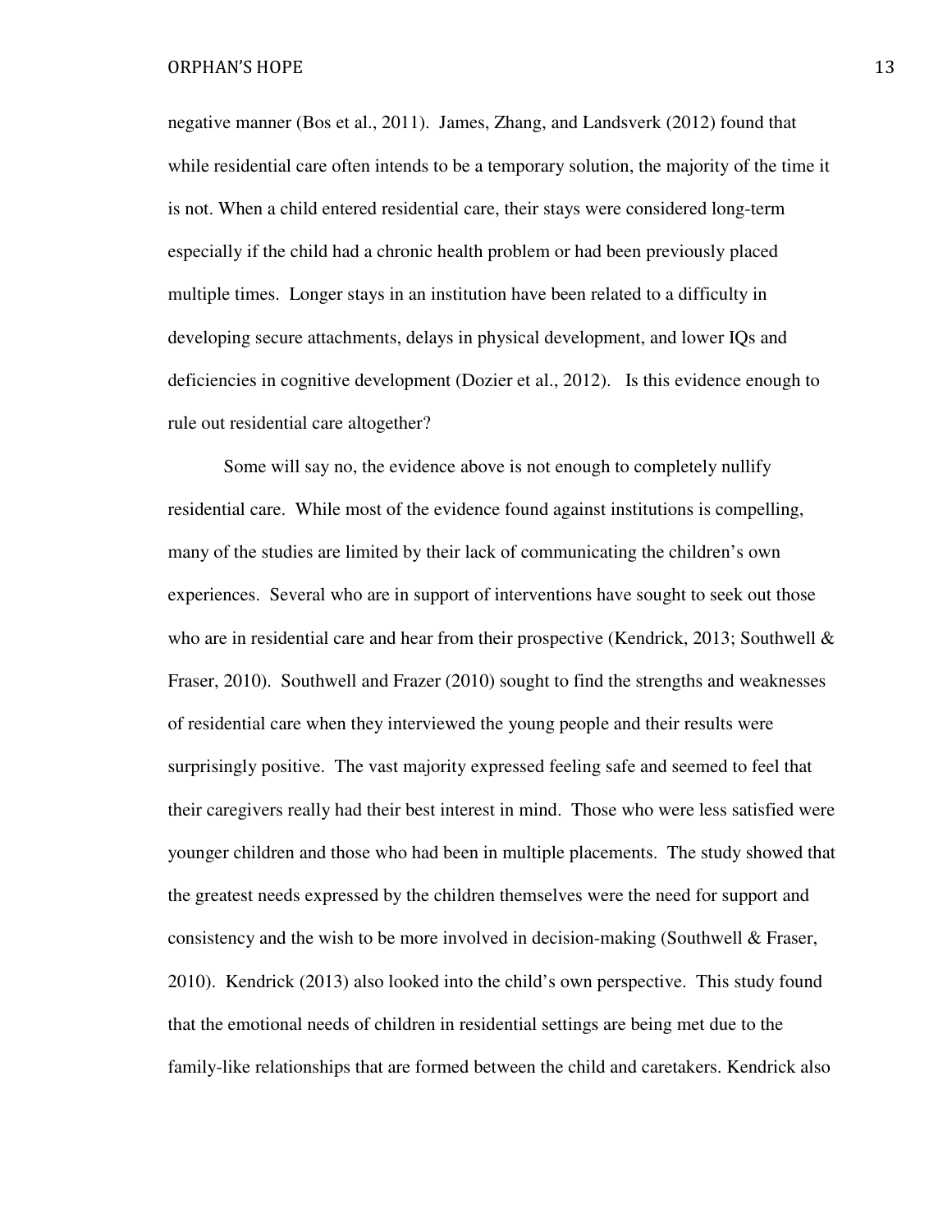negative manner (Bos et al., 2011). James, Zhang, and Landsverk (2012) found that while residential care often intends to be a temporary solution, the majority of the time it is not. When a child entered residential care, their stays were considered long-term especially if the child had a chronic health problem or had been previously placed multiple times. Longer stays in an institution have been related to a difficulty in developing secure attachments, delays in physical development, and lower IQs and deficiencies in cognitive development (Dozier et al., 2012). Is this evidence enough to rule out residential care altogether?

Some will say no, the evidence above is not enough to completely nullify residential care. While most of the evidence found against institutions is compelling, many of the studies are limited by their lack of communicating the children's own experiences. Several who are in support of interventions have sought to seek out those who are in residential care and hear from their prospective (Kendrick, 2013; Southwell & Fraser, 2010). Southwell and Frazer (2010) sought to find the strengths and weaknesses of residential care when they interviewed the young people and their results were surprisingly positive. The vast majority expressed feeling safe and seemed to feel that their caregivers really had their best interest in mind. Those who were less satisfied were younger children and those who had been in multiple placements. The study showed that the greatest needs expressed by the children themselves were the need for support and consistency and the wish to be more involved in decision-making (Southwell & Fraser, 2010). Kendrick (2013) also looked into the child's own perspective. This study found that the emotional needs of children in residential settings are being met due to the family-like relationships that are formed between the child and caretakers. Kendrick also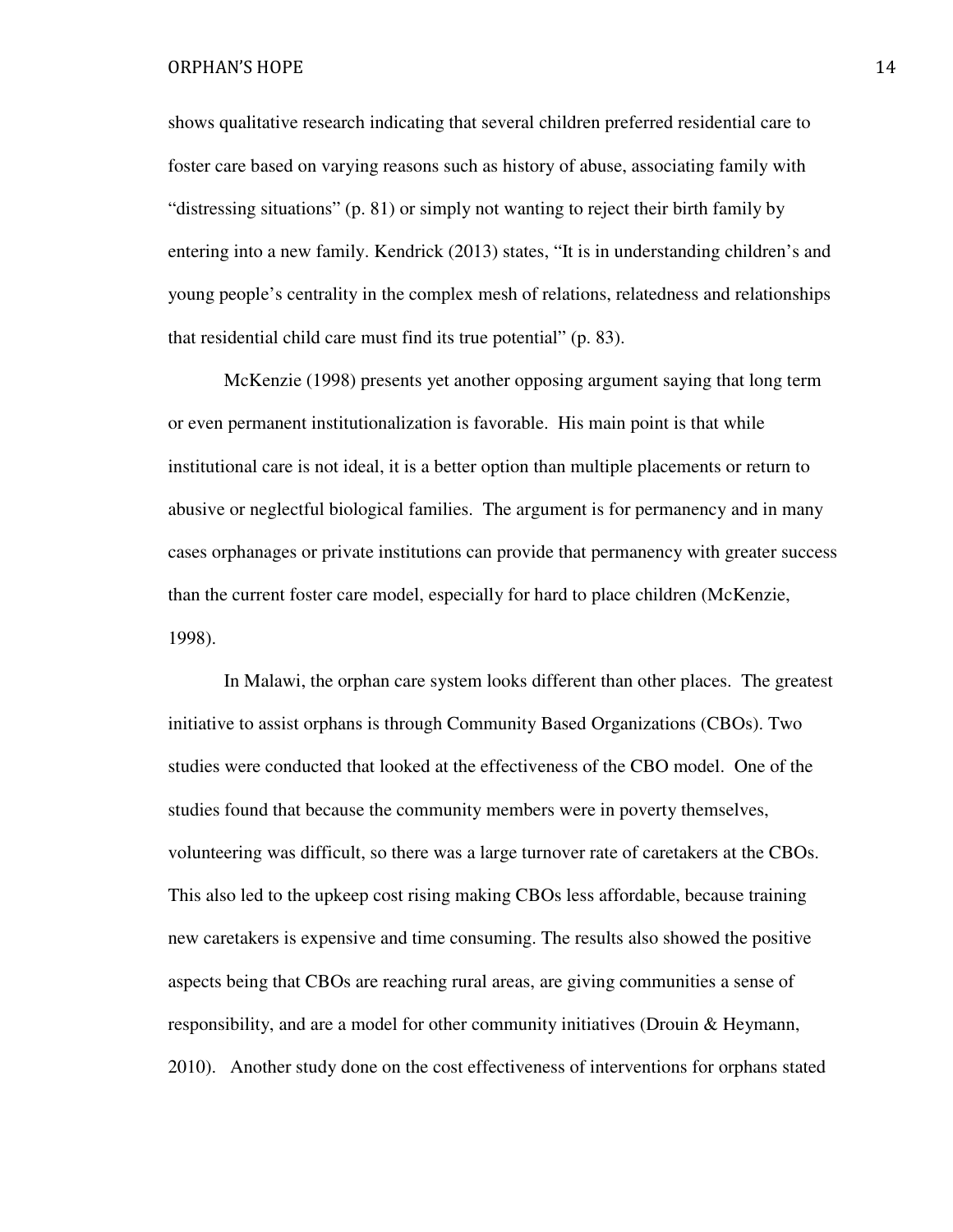shows qualitative research indicating that several children preferred residential care to foster care based on varying reasons such as history of abuse, associating family with "distressing situations" (p. 81) or simply not wanting to reject their birth family by entering into a new family. Kendrick (2013) states, "It is in understanding children's and young people's centrality in the complex mesh of relations, relatedness and relationships that residential child care must find its true potential" (p. 83).

McKenzie (1998) presents yet another opposing argument saying that long term or even permanent institutionalization is favorable. His main point is that while institutional care is not ideal, it is a better option than multiple placements or return to abusive or neglectful biological families. The argument is for permanency and in many cases orphanages or private institutions can provide that permanency with greater success than the current foster care model, especially for hard to place children (McKenzie, 1998).

In Malawi, the orphan care system looks different than other places. The greatest initiative to assist orphans is through Community Based Organizations (CBOs). Two studies were conducted that looked at the effectiveness of the CBO model. One of the studies found that because the community members were in poverty themselves, volunteering was difficult, so there was a large turnover rate of caretakers at the CBOs. This also led to the upkeep cost rising making CBOs less affordable, because training new caretakers is expensive and time consuming. The results also showed the positive aspects being that CBOs are reaching rural areas, are giving communities a sense of responsibility, and are a model for other community initiatives (Drouin & Heymann, 2010). Another study done on the cost effectiveness of interventions for orphans stated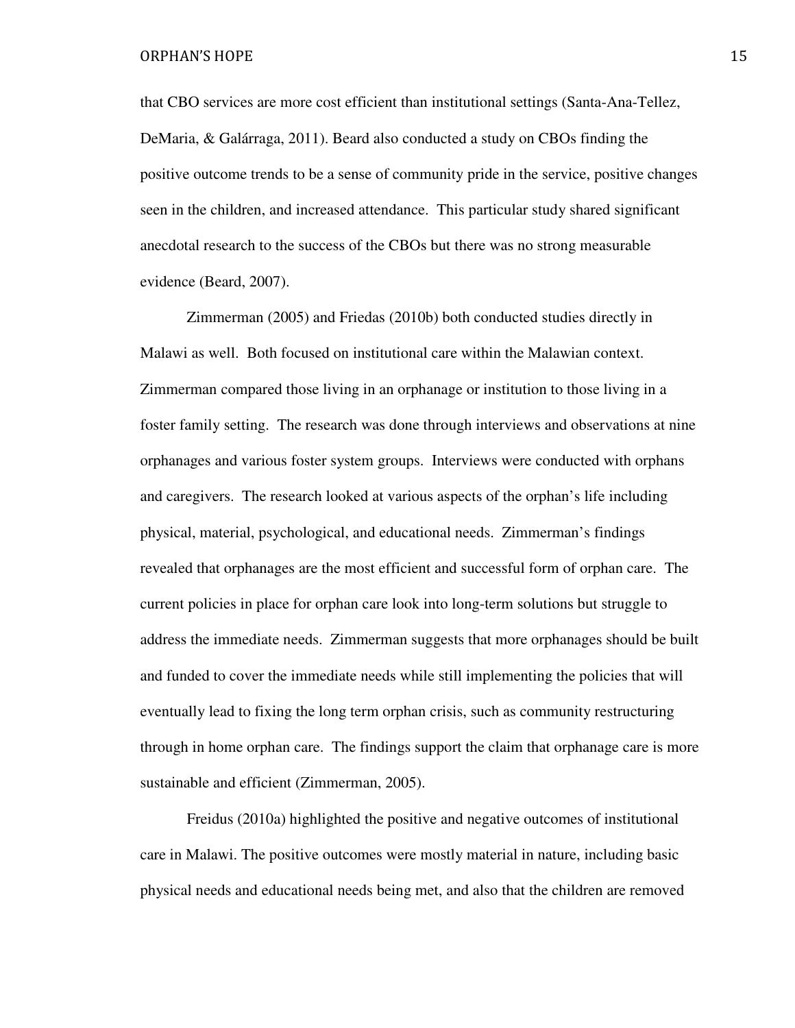that CBO services are more cost efficient than institutional settings (Santa-Ana-Tellez, DeMaria, & Galárraga, 2011). Beard also conducted a study on CBOs finding the positive outcome trends to be a sense of community pride in the service, positive changes seen in the children, and increased attendance. This particular study shared significant anecdotal research to the success of the CBOs but there was no strong measurable evidence (Beard, 2007).

Zimmerman (2005) and Friedas (2010b) both conducted studies directly in Malawi as well. Both focused on institutional care within the Malawian context. Zimmerman compared those living in an orphanage or institution to those living in a foster family setting. The research was done through interviews and observations at nine orphanages and various foster system groups. Interviews were conducted with orphans and caregivers. The research looked at various aspects of the orphan's life including physical, material, psychological, and educational needs. Zimmerman's findings revealed that orphanages are the most efficient and successful form of orphan care. The current policies in place for orphan care look into long-term solutions but struggle to address the immediate needs. Zimmerman suggests that more orphanages should be built and funded to cover the immediate needs while still implementing the policies that will eventually lead to fixing the long term orphan crisis, such as community restructuring through in home orphan care. The findings support the claim that orphanage care is more sustainable and efficient (Zimmerman, 2005).

Freidus (2010a) highlighted the positive and negative outcomes of institutional care in Malawi. The positive outcomes were mostly material in nature, including basic physical needs and educational needs being met, and also that the children are removed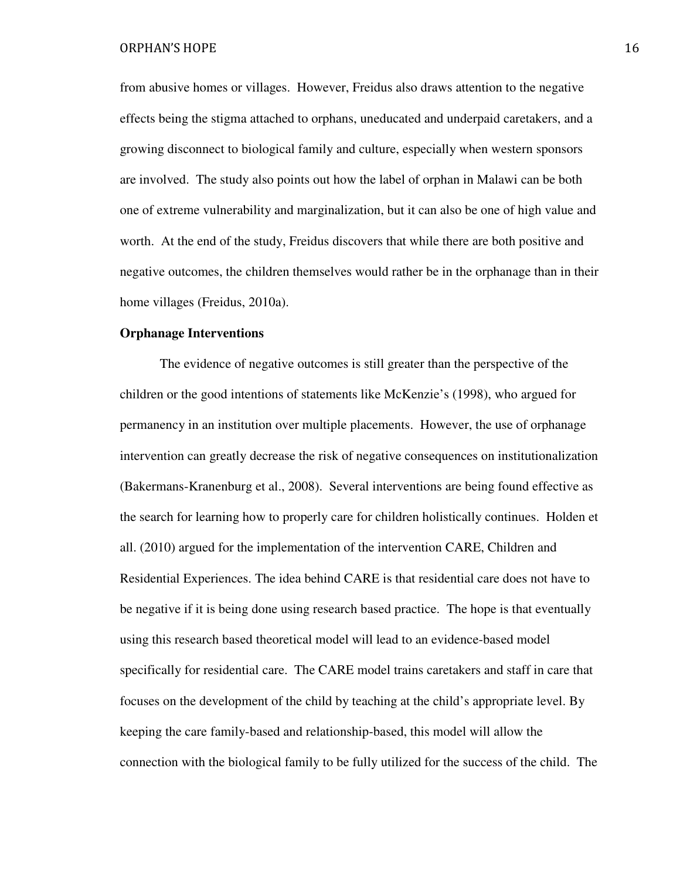from abusive homes or villages. However, Freidus also draws attention to the negative effects being the stigma attached to orphans, uneducated and underpaid caretakers, and a growing disconnect to biological family and culture, especially when western sponsors are involved. The study also points out how the label of orphan in Malawi can be both one of extreme vulnerability and marginalization, but it can also be one of high value and worth. At the end of the study, Freidus discovers that while there are both positive and negative outcomes, the children themselves would rather be in the orphanage than in their home villages (Freidus, 2010a).

**Orphanage Interventions**

The evidence of negative outcomes is still greater than the perspective of the children or the good intentions of statements like McKenzie's (1998), who argued for permanency in an institution over multiple placements. However, the use of orphanage intervention can greatly decrease the risk of negative consequences on institutionalization (Bakermans-Kranenburg et al., 2008). Several interventions are being found effective as the search for learning how to properly care for children holistically continues. Holden et all. (2010) argued for the implementation of the intervention CARE, Children and Residential Experiences. The idea behind CARE is that residential care does not have to be negative if it is being done using research based practice. The hope is that eventually using this research based theoretical model will lead to an evidence-based model specifically for residential care. The CARE model trains caretakers and staff in care that focuses on the development of the child by teaching at the child's appropriate level. By keeping the care family-based and relationship-based, this model will allow the connection with the biological family to be fully utilized for the success of the child. The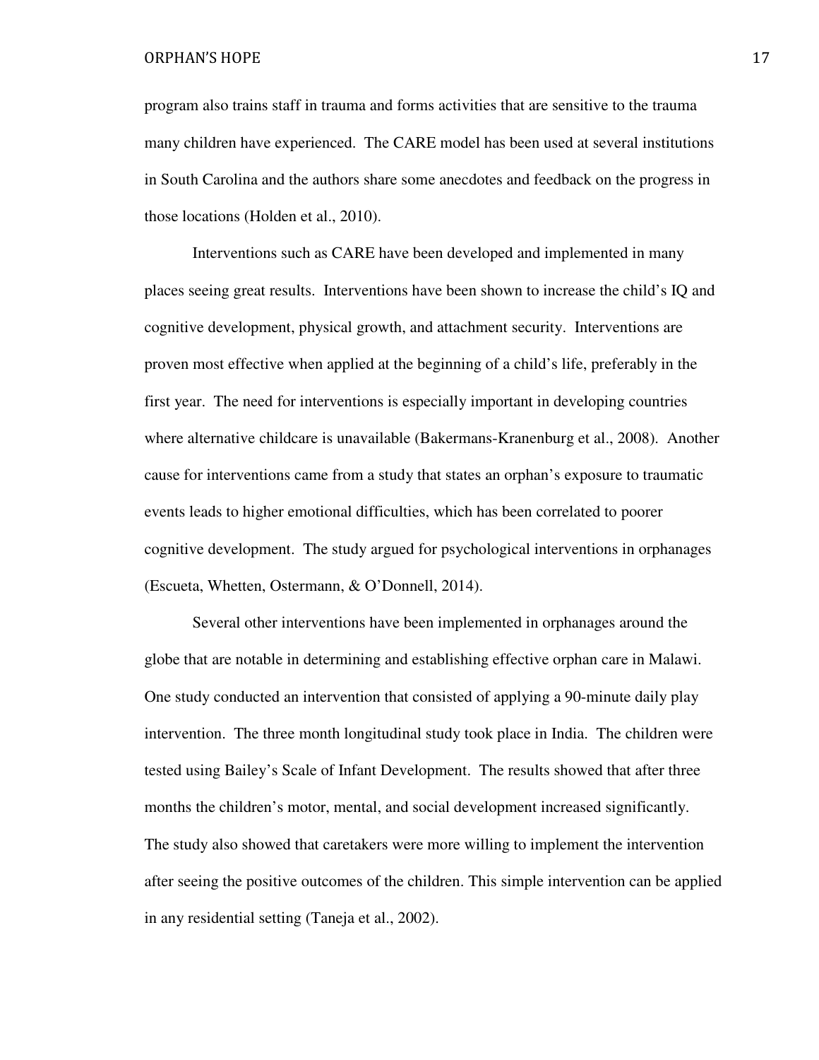program also trains staff in trauma and forms activities that are sensitive to the trauma many children have experienced. The CARE model has been used at several institutions in South Carolina and the authors share some anecdotes and feedback on the progress in those locations (Holden et al., 2010).

Interventions such as CARE have been developed and implemented in many places seeing great results. Interventions have been shown to increase the child's IQ and cognitive development, physical growth, and attachment security. Interventions are proven most effective when applied at the beginning of a child's life, preferably in the first year. The need for interventions is especially important in developing countries where alternative childcare is unavailable (Bakermans-Kranenburg et al., 2008). Another cause for interventions came from a study that states an orphan's exposure to traumatic events leads to higher emotional difficulties, which has been correlated to poorer cognitive development. The study argued for psychological interventions in orphanages (Escueta, Whetten, Ostermann, & O'Donnell, 2014).

Several other interventions have been implemented in orphanages around the globe that are notable in determining and establishing effective orphan care in Malawi. One study conducted an intervention that consisted of applying a 90-minute daily play intervention. The three month longitudinal study took place in India. The children were tested using Bailey's Scale of Infant Development. The results showed that after three months the children's motor, mental, and social development increased significantly. The study also showed that caretakers were more willing to implement the intervention after seeing the positive outcomes of the children. This simple intervention can be applied in any residential setting (Taneja et al., 2002).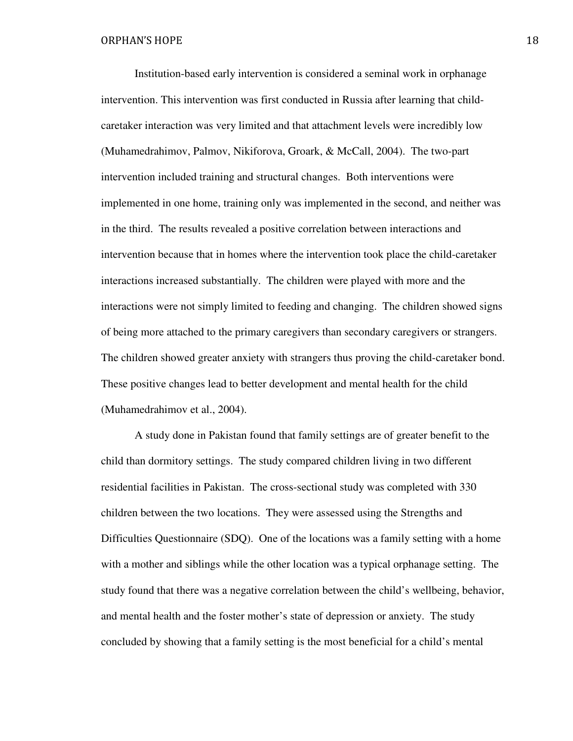Institution-based early intervention is considered a seminal work in orphanage intervention. This intervention was first conducted in Russia after learning that child-caretaker interaction was very limited and that attachment levels were incredibly low (Muhamedrahimov, Palmov, Nikiforova, Groark, & McCall, 2004). The two-part intervention included training and structural changes. Both interventions were implemented in one home, training only was implemented in the second, and neither was in the third. The results revealed a positive correlation between interactions and intervention because that in homes where the intervention took place the child-caretaker interactions increased substantially. The children were played with more and the interactions were not simply limited to feeding and changing. The children showed signs of being more attached to the primary caregivers than secondary caregivers or strangers. The children showed greater anxiety with strangers thus proving the child-caretaker bond. These positive changes lead to better development and mental health for the child (Muhamedrahimov et al., 2004).

A study done in Pakistan found that family settings are of greater benefit to the child than dormitory settings. The study compared children living in two different residential facilities in Pakistan. The cross-sectional study was completed with 330 children between the two locations. They were assessed using the Strengths and Difficulties Questionnaire (SDQ). One of the locations was a family setting with a home with a mother and siblings while the other location was a typical orphanage setting. The study found that there was a negative correlation between the child's wellbeing, behavior, and mental health and the foster mother's state of depression or anxiety. The study concluded by showing that a family setting is the most beneficial for a child's mental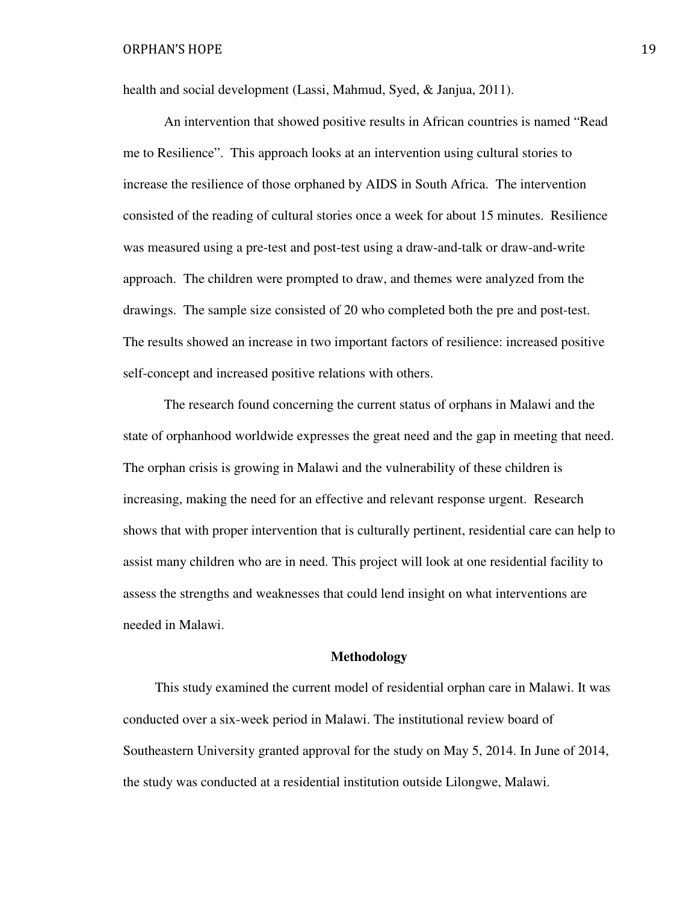health and social development (Lassi, Mahmud, Syed, & Janjua, 2011).

An intervention that showed positive results in African countries is named "Read me to Resilience". This approach looks at an intervention using cultural stories to increase the resilience of those orphaned by AIDS in South Africa. The intervention consisted of the reading of cultural stories once a week for about 15 minutes. Resilience was measured using a pre-test and post-test using a draw-and-talk or draw-and-write approach. The children were prompted to draw, and themes were analyzed from the drawings. The sample size consisted of 20 who completed both the pre and post-test. The results showed an increase in two important factors of resilience: increased positive self-concept and increased positive relations with others.

The research found concerning the current status of orphans in Malawi and the state of orphanhood worldwide expresses the great need and the gap in meeting that need. The orphan crisis is growing in Malawi and the vulnerability of these children is increasing, making the need for an effective and relevant response urgent. Research shows that with proper intervention that is culturally pertinent, residential care can help to assist many children who are in need. This project will look at one residential facility to assess the strengths and weaknesses that could lend insight on what interventions are needed in Malawi.

## Methodology

This study examined the current model of residential orphan care in Malawi. It was conducted over a six-week period in Malawi. The institutional review board of Southeastern University granted approval for the study on May 5, 2014. In June of 2014, the study was conducted at a residential institution outside Lilongwe, Malawi.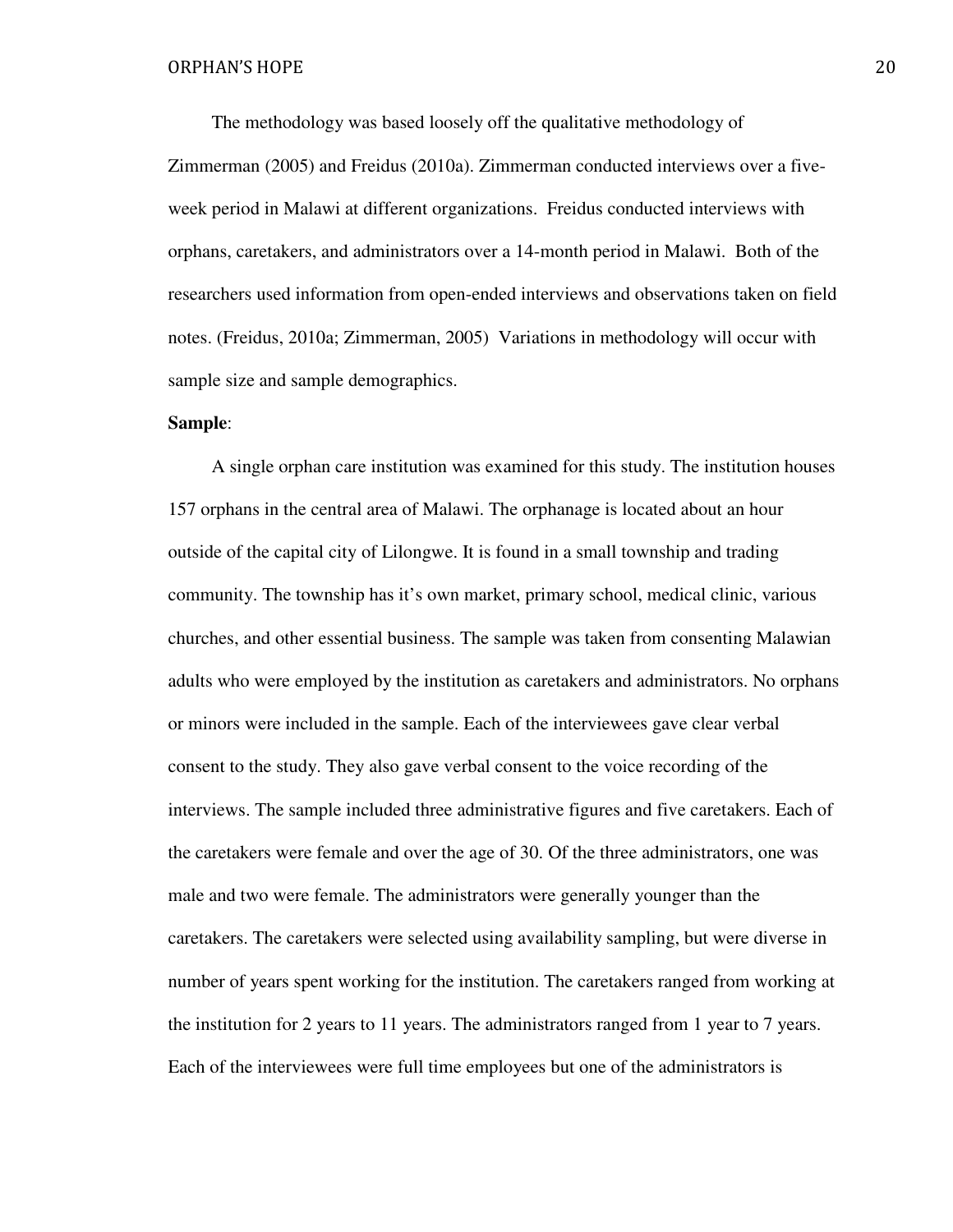The methodology was based loosely off the qualitative methodology of Zimmerman (2005) and Freidus (2010a). Zimmerman conducted interviews over a five-week period in Malawi at different organizations. Freidus conducted interviews with orphans, caretakers, and administrators over a 14-month period in Malawi. Both of the researchers used information from open-ended interviews and observations taken on field notes. (Freidus, 2010a; Zimmerman, 2005) Variations in methodology will occur with sample size and sample demographics.

**Sample**:

A single orphan care institution was examined for this study. The institution houses 157 orphans in the central area of Malawi. The orphanage is located about an hour outside of the capital city of Lilongwe. It is found in a small township and trading community. The township has it's own market, primary school, medical clinic, various churches, and other essential business. The sample was taken from consenting Malawian adults who were employed by the institution as caretakers and administrators. No orphans or minors were included in the sample. Each of the interviewees gave clear verbal consent to the study. They also gave verbal consent to the voice recording of the interviews. The sample included three administrative figures and five caretakers. Each of the caretakers were female and over the age of 30. Of the three administrators, one was male and two were female. The administrators were generally younger than the caretakers. The caretakers were selected using availability sampling, but were diverse in number of years spent working for the institution. The caretakers ranged from working at the institution for 2 years to 11 years. The administrators ranged from 1 year to 7 years. Each of the interviewees were full time employees but one of the administrators is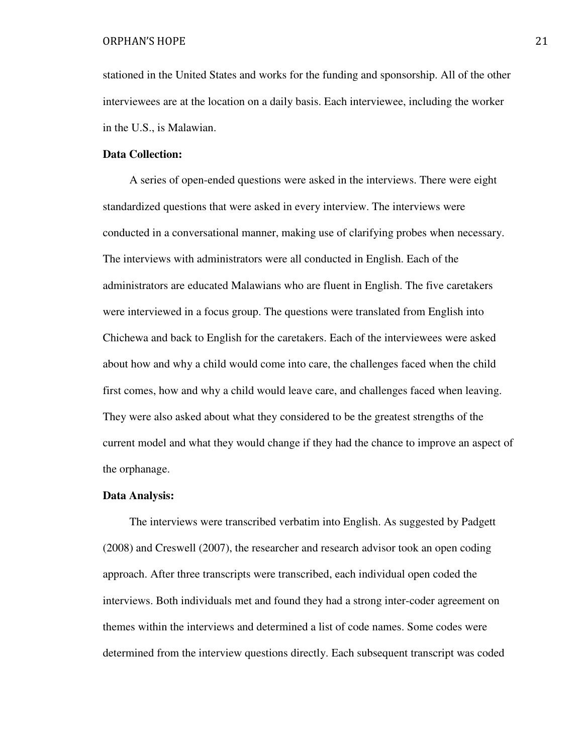stationed in the United States and works for the funding and sponsorship. All of the other interviewees are at the location on a daily basis. Each interviewee, including the worker in the U.S., is Malawian.

**Data Collection:**

A series of open-ended questions were asked in the interviews. There were eight standardized questions that were asked in every interview. The interviews were conducted in a conversational manner, making use of clarifying probes when necessary. The interviews with administrators were all conducted in English. Each of the administrators are educated Malawians who are fluent in English. The five caretakers were interviewed in a focus group. The questions were translated from English into Chichewa and back to English for the caretakers. Each of the interviewees were asked about how and why a child would come into care, the challenges faced when the child first comes, how and why a child would leave care, and challenges faced when leaving. They were also asked about what they considered to be the greatest strengths of the current model and what they would change if they had the chance to improve an aspect of the orphanage.

**Data Analysis:**

The interviews were transcribed verbatim into English. As suggested by Padgett (2008) and Creswell (2007), the researcher and research advisor took an open coding approach. After three transcripts were transcribed, each individual open coded the interviews. Both individuals met and found they had a strong inter-coder agreement on themes within the interviews and determined a list of code names. Some codes were determined from the interview questions directly. Each subsequent transcript was coded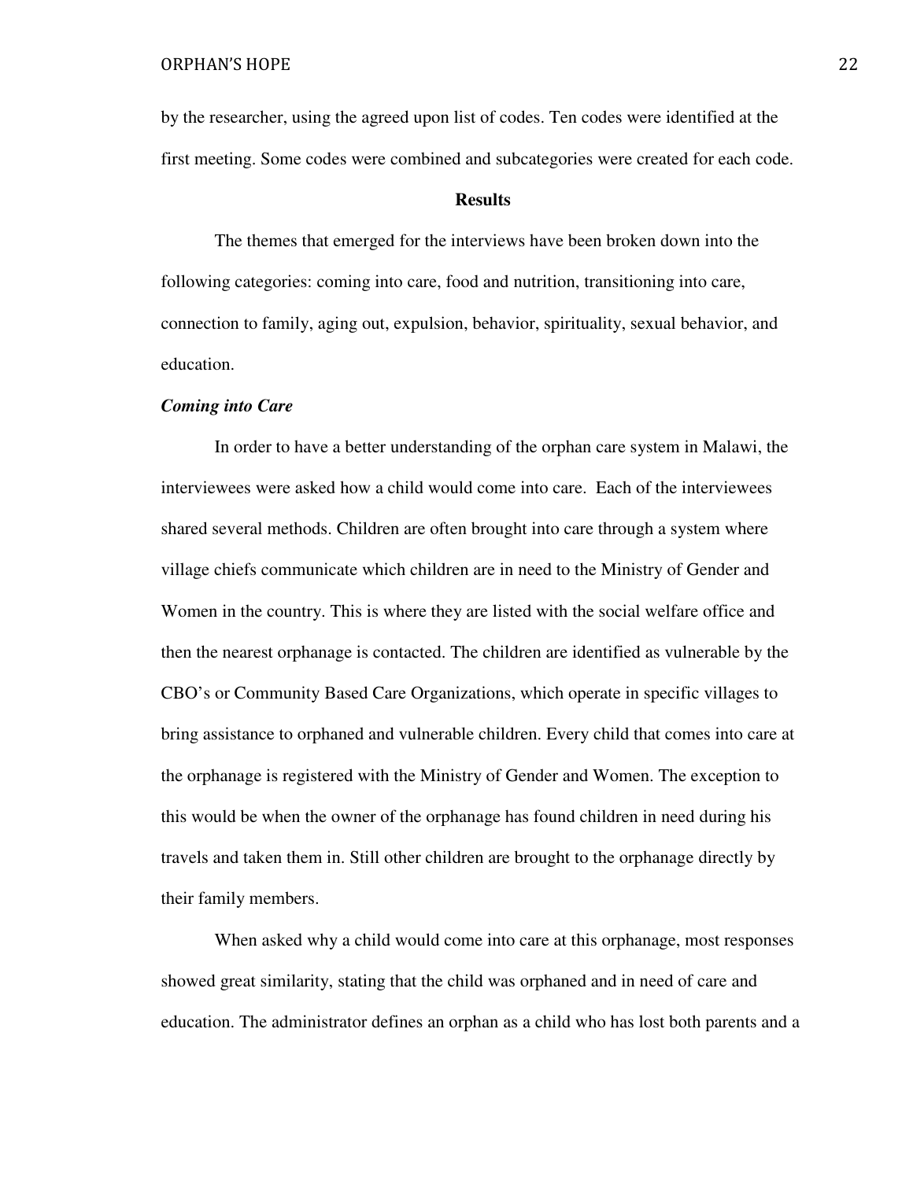by the researcher, using the agreed upon list of codes. Ten codes were identified at the first meeting. Some codes were combined and subcategories were created for each code.

## Results

The themes that emerged for the interviews have been broken down into the following categories: coming into care, food and nutrition, transitioning into care, connection to family, aging out, expulsion, behavior, spirituality, sexual behavior, and education.

### *Coming into Care*

In order to have a better understanding of the orphan care system in Malawi, the interviewees were asked how a child would come into care. Each of the interviewees shared several methods. Children are often brought into care through a system where village chiefs communicate which children are in need to the Ministry of Gender and Women in the country. This is where they are listed with the social welfare office and then the nearest orphanage is contacted. The children are identified as vulnerable by the CBO's or Community Based Care Organizations, which operate in specific villages to bring assistance to orphaned and vulnerable children. Every child that comes into care at the orphanage is registered with the Ministry of Gender and Women. The exception to this would be when the owner of the orphanage has found children in need during his travels and taken them in. Still other children are brought to the orphanage directly by their family members.

When asked why a child would come into care at this orphanage, most responses showed great similarity, stating that the child was orphaned and in need of care and education. The administrator defines an orphan as a child who has lost both parents and a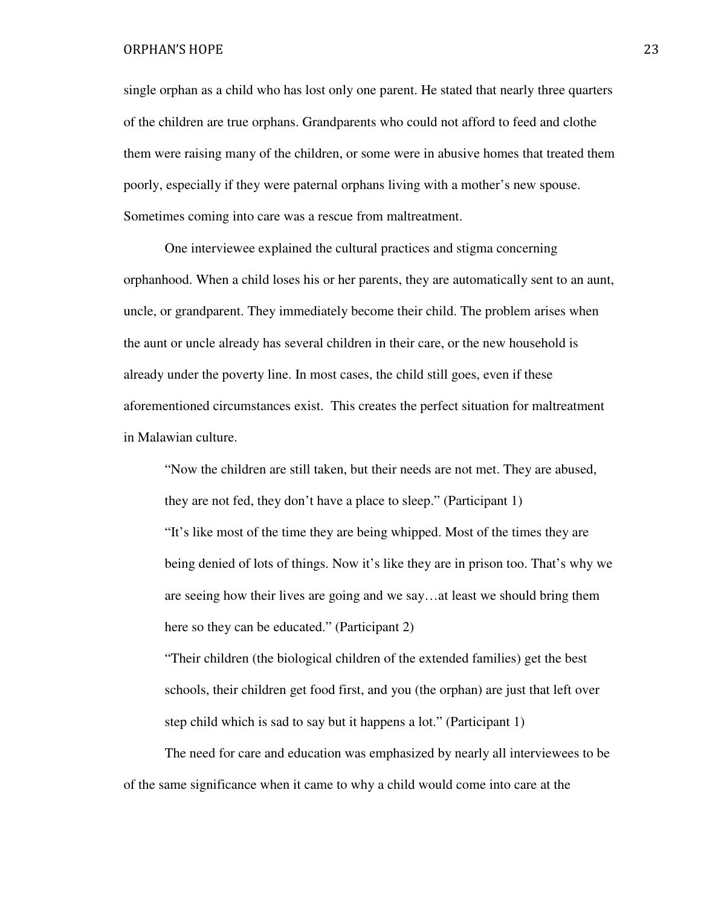single orphan as a child who has lost only one parent. He stated that nearly three quarters of the children are true orphans. Grandparents who could not afford to feed and clothe them were raising many of the children, or some were in abusive homes that treated them poorly, especially if they were paternal orphans living with a mother's new spouse. Sometimes coming into care was a rescue from maltreatment.

One interviewee explained the cultural practices and stigma concerning orphanhood. When a child loses his or her parents, they are automatically sent to an aunt, uncle, or grandparent. They immediately become their child. The problem arises when the aunt or uncle already has several children in their care, or the new household is already under the poverty line. In most cases, the child still goes, even if these aforementioned circumstances exist. This creates the perfect situation for maltreatment in Malawian culture.

> "Now the children are still taken, but their needs are not met. They are abused, they are not fed, they don't have a place to sleep." (Participant 1)
>
> "It's like most of the time they are being whipped. Most of the times they are being denied of lots of things. Now it's like they are in prison too. That's why we are seeing how their lives are going and we say…at least we should bring them here so they can be educated." (Participant 2)
>
> "Their children (the biological children of the extended families) get the best schools, their children get food first, and you (the orphan) are just that left over step child which is sad to say but it happens a lot." (Participant 1)

The need for care and education was emphasized by nearly all interviewees to be of the same significance when it came to why a child would come into care at the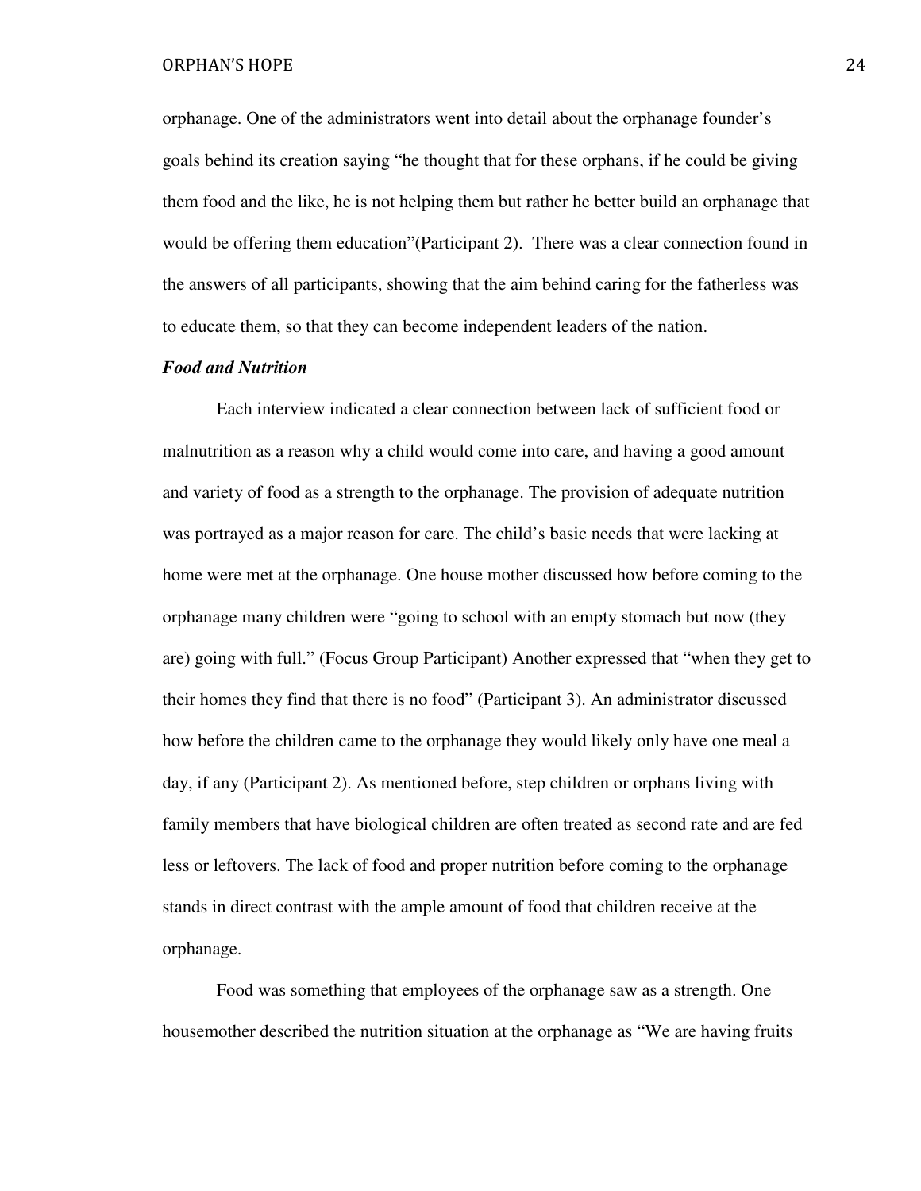orphanage. One of the administrators went into detail about the orphanage founder's goals behind its creation saying "he thought that for these orphans, if he could be giving them food and the like, he is not helping them but rather he better build an orphanage that would be offering them education"(Participant 2). There was a clear connection found in the answers of all participants, showing that the aim behind caring for the fatherless was to educate them, so that they can become independent leaders of the nation.

***Food and Nutrition***

Each interview indicated a clear connection between lack of sufficient food or malnutrition as a reason why a child would come into care, and having a good amount and variety of food as a strength to the orphanage. The provision of adequate nutrition was portrayed as a major reason for care. The child's basic needs that were lacking at home were met at the orphanage. One house mother discussed how before coming to the orphanage many children were "going to school with an empty stomach but now (they are) going with full." (Focus Group Participant) Another expressed that "when they get to their homes they find that there is no food" (Participant 3). An administrator discussed how before the children came to the orphanage they would likely only have one meal a day, if any (Participant 2). As mentioned before, step children or orphans living with family members that have biological children are often treated as second rate and are fed less or leftovers. The lack of food and proper nutrition before coming to the orphanage stands in direct contrast with the ample amount of food that children receive at the orphanage.

Food was something that employees of the orphanage saw as a strength. One housemother described the nutrition situation at the orphanage as "We are having fruits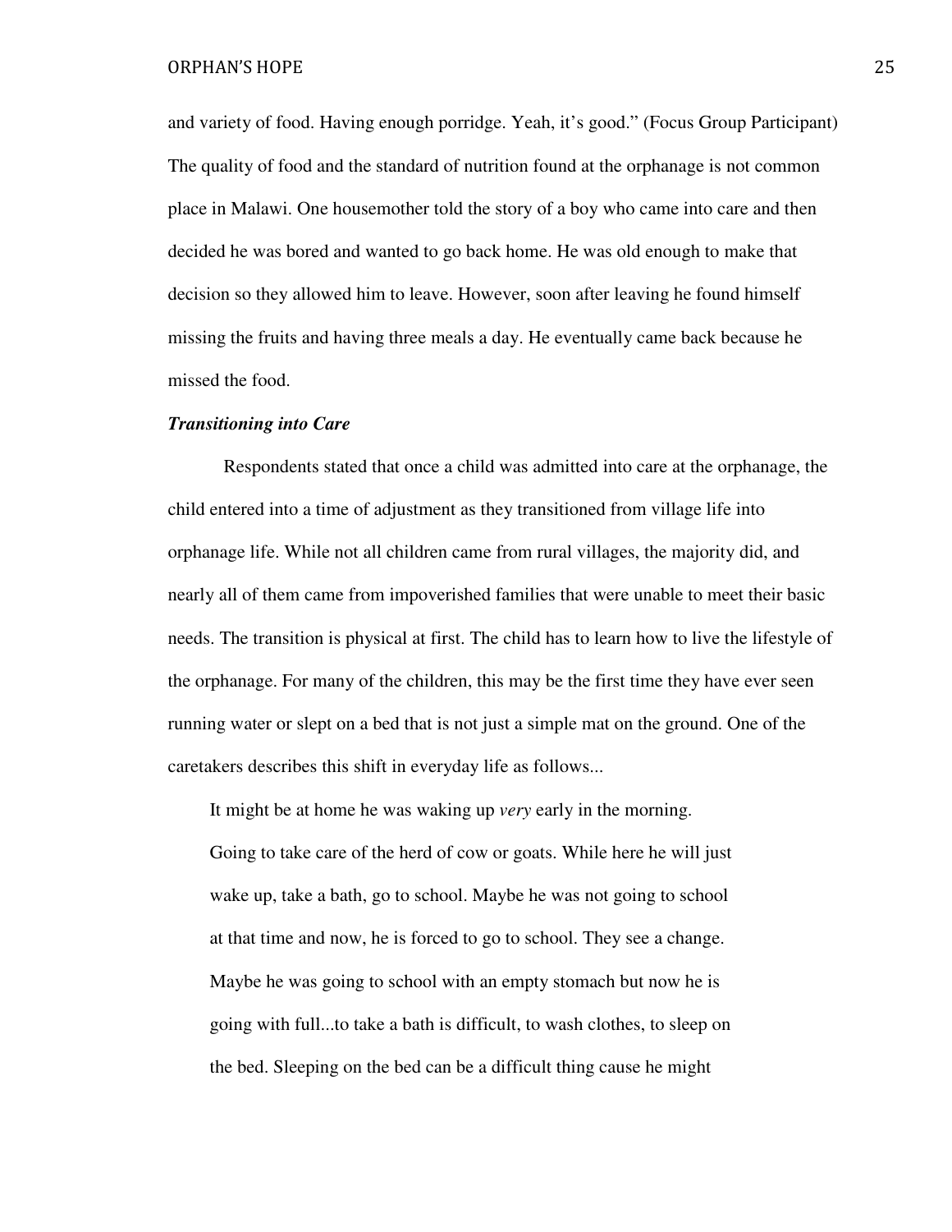and variety of food. Having enough porridge. Yeah, it's good." (Focus Group Participant) The quality of food and the standard of nutrition found at the orphanage is not common place in Malawi. One housemother told the story of a boy who came into care and then decided he was bored and wanted to go back home. He was old enough to make that decision so they allowed him to leave. However, soon after leaving he found himself missing the fruits and having three meals a day. He eventually came back because he missed the food.

***Transitioning into Care***

Respondents stated that once a child was admitted into care at the orphanage, the child entered into a time of adjustment as they transitioned from village life into orphanage life. While not all children came from rural villages, the majority did, and nearly all of them came from impoverished families that were unable to meet their basic needs. The transition is physical at first. The child has to learn how to live the lifestyle of the orphanage. For many of the children, this may be the first time they have ever seen running water or slept on a bed that is not just a simple mat on the ground. One of the caretakers describes this shift in everyday life as follows...

> It might be at home he was waking up *very* early in the morning. Going to take care of the herd of cow or goats. While here he will just wake up, take a bath, go to school. Maybe he was not going to school at that time and now, he is forced to go to school. They see a change. Maybe he was going to school with an empty stomach but now he is going with full...to take a bath is difficult, to wash clothes, to sleep on the bed. Sleeping on the bed can be a difficult thing cause he might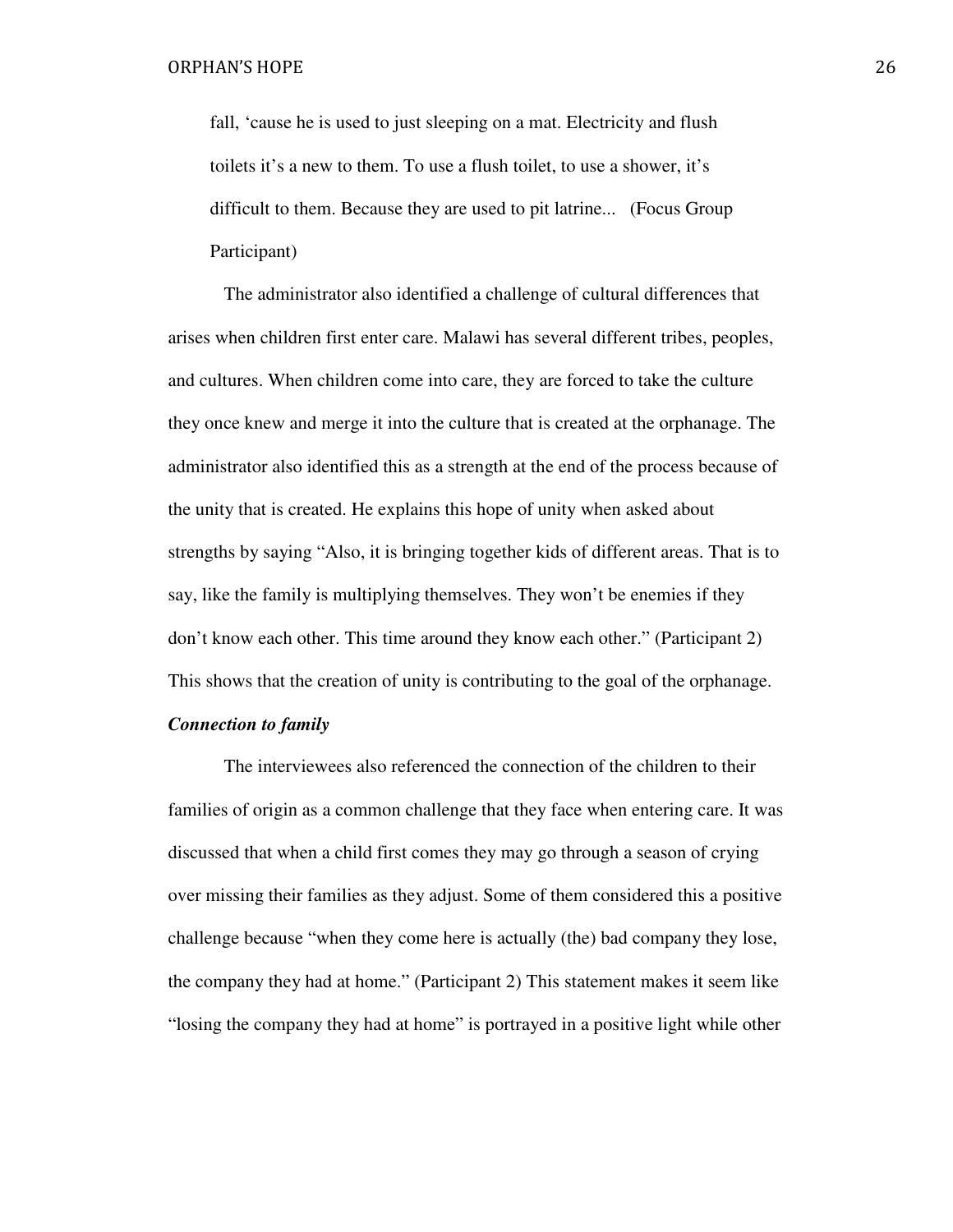> fall, 'cause he is used to just sleeping on a mat. Electricity and flush toilets it's a new to them. To use a flush toilet, to use a shower, it's difficult to them. Because they are used to pit latrine... (Focus Group Participant)

The administrator also identified a challenge of cultural differences that arises when children first enter care. Malawi has several different tribes, peoples, and cultures. When children come into care, they are forced to take the culture they once knew and merge it into the culture that is created at the orphanage. The administrator also identified this as a strength at the end of the process because of the unity that is created. He explains this hope of unity when asked about strengths by saying "Also, it is bringing together kids of different areas. That is to say, like the family is multiplying themselves. They won't be enemies if they don't know each other. This time around they know each other." (Participant 2) This shows that the creation of unity is contributing to the goal of the orphanage.

***Connection to family***

The interviewees also referenced the connection of the children to their families of origin as a common challenge that they face when entering care. It was discussed that when a child first comes they may go through a season of crying over missing their families as they adjust. Some of them considered this a positive challenge because "when they come here is actually (the) bad company they lose, the company they had at home." (Participant 2) This statement makes it seem like "losing the company they had at home" is portrayed in a positive light while other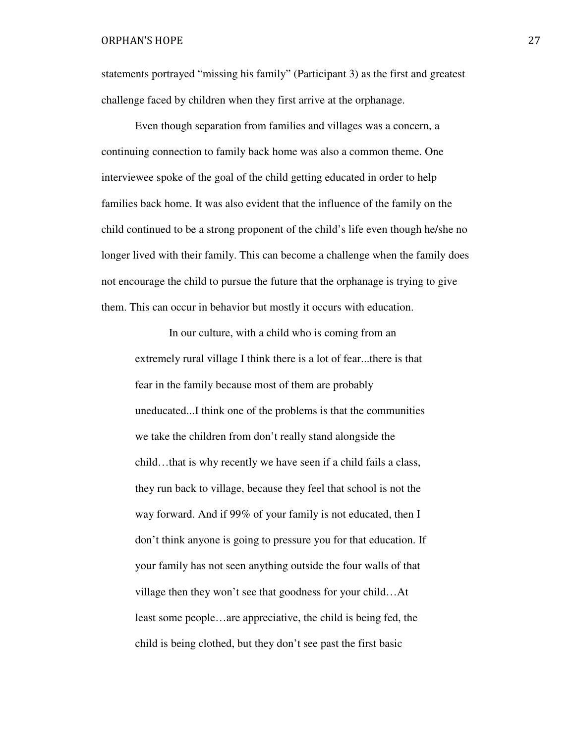statements portrayed "missing his family" (Participant 3) as the first and greatest challenge faced by children when they first arrive at the orphanage.

Even though separation from families and villages was a concern, a continuing connection to family back home was also a common theme. One interviewee spoke of the goal of the child getting educated in order to help families back home. It was also evident that the influence of the family on the child continued to be a strong proponent of the child's life even though he/she no longer lived with their family. This can become a challenge when the family does not encourage the child to pursue the future that the orphanage is trying to give them. This can occur in behavior but mostly it occurs with education.

> In our culture, with a child who is coming from an extremely rural village I think there is a lot of fear...there is that fear in the family because most of them are probably uneducated...I think one of the problems is that the communities we take the children from don't really stand alongside the child…that is why recently we have seen if a child fails a class, they run back to village, because they feel that school is not the way forward. And if 99% of your family is not educated, then I don't think anyone is going to pressure you for that education. If your family has not seen anything outside the four walls of that village then they won't see that goodness for your child…At least some people…are appreciative, the child is being fed, the child is being clothed, but they don't see past the first basic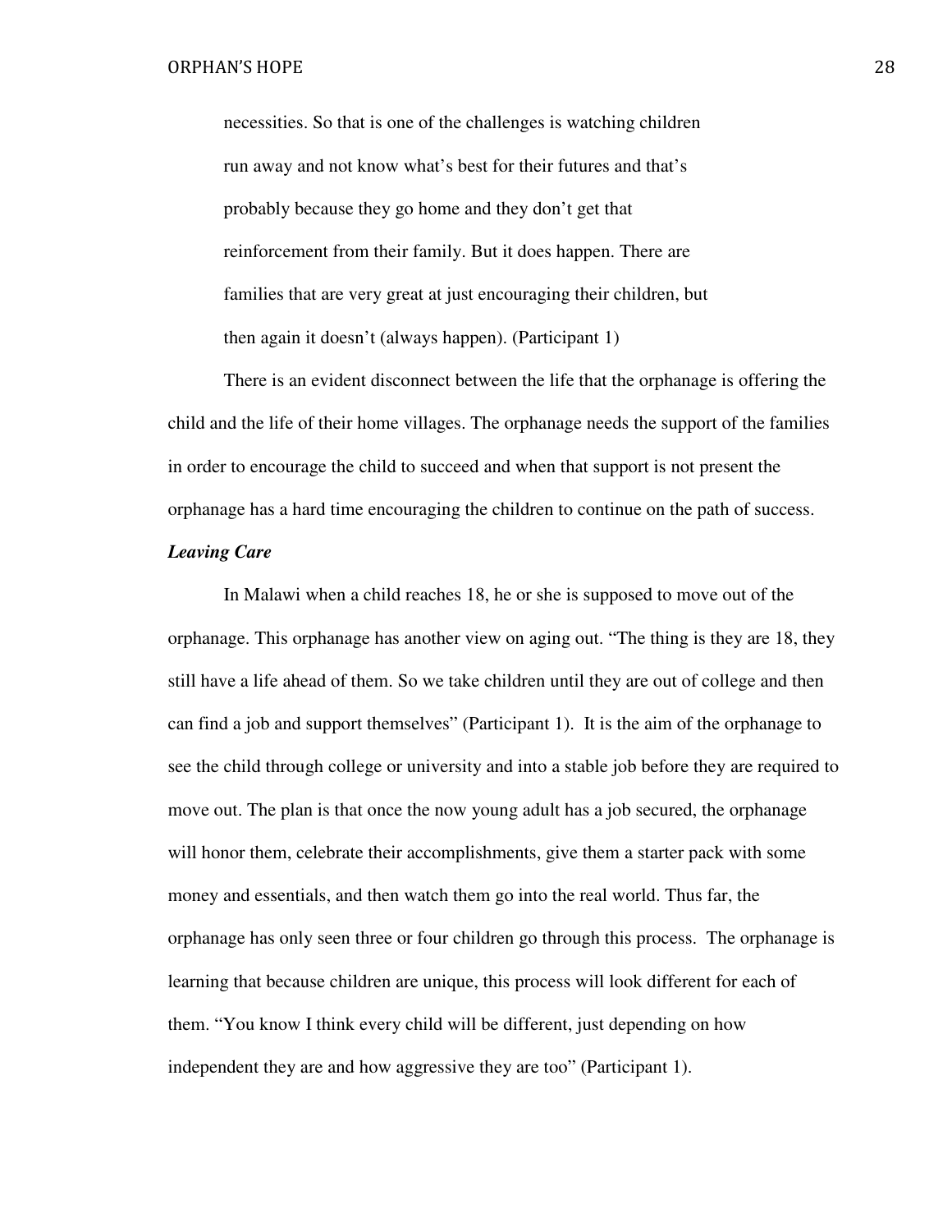> necessities. So that is one of the challenges is watching children run away and not know what's best for their futures and that's probably because they go home and they don't get that reinforcement from their family. But it does happen. There are families that are very great at just encouraging their children, but then again it doesn't (always happen). (Participant 1)

There is an evident disconnect between the life that the orphanage is offering the child and the life of their home villages. The orphanage needs the support of the families in order to encourage the child to succeed and when that support is not present the orphanage has a hard time encouraging the children to continue on the path of success.

***Leaving Care***

In Malawi when a child reaches 18, he or she is supposed to move out of the orphanage. This orphanage has another view on aging out. "The thing is they are 18, they still have a life ahead of them. So we take children until they are out of college and then can find a job and support themselves" (Participant 1). It is the aim of the orphanage to see the child through college or university and into a stable job before they are required to move out. The plan is that once the now young adult has a job secured, the orphanage will honor them, celebrate their accomplishments, give them a starter pack with some money and essentials, and then watch them go into the real world. Thus far, the orphanage has only seen three or four children go through this process. The orphanage is learning that because children are unique, this process will look different for each of them. "You know I think every child will be different, just depending on how independent they are and how aggressive they are too" (Participant 1).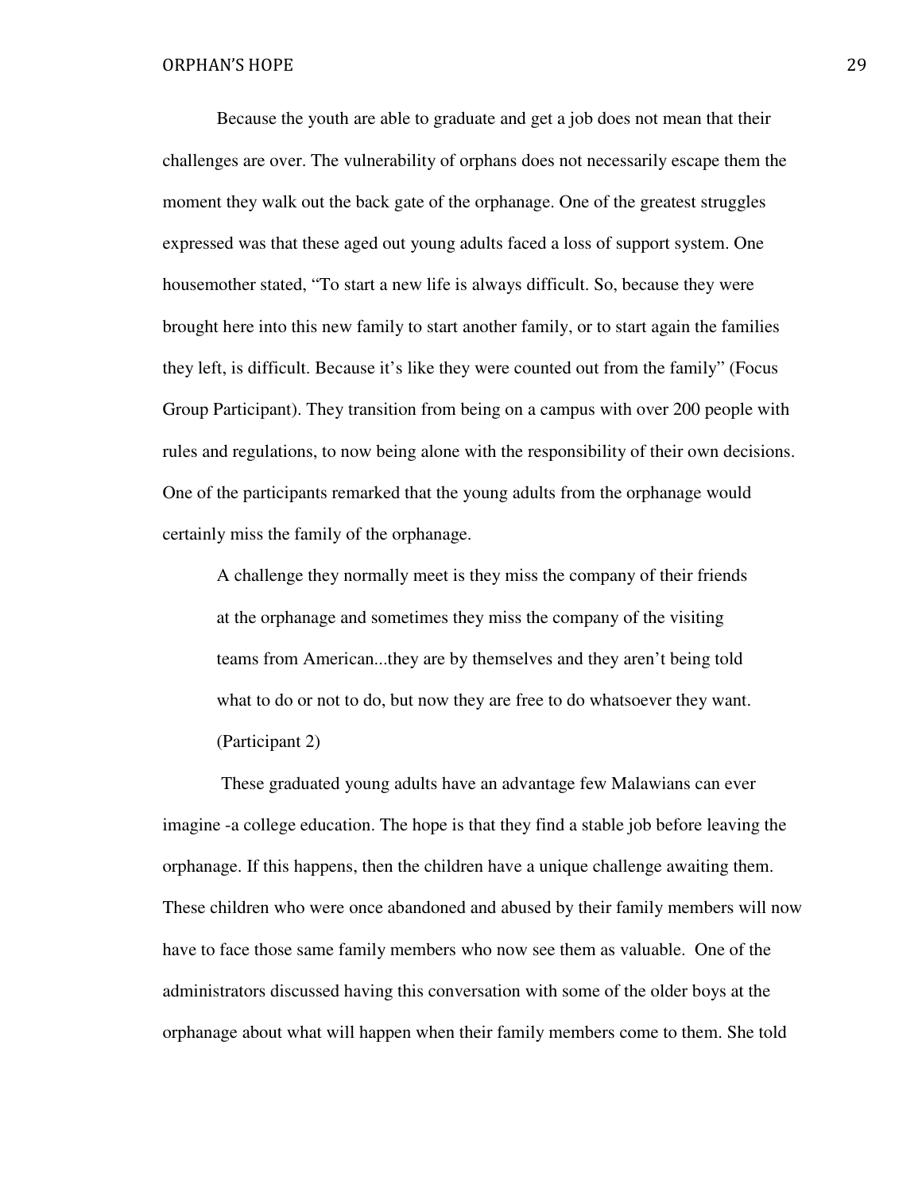Because the youth are able to graduate and get a job does not mean that their challenges are over. The vulnerability of orphans does not necessarily escape them the moment they walk out the back gate of the orphanage. One of the greatest struggles expressed was that these aged out young adults faced a loss of support system. One housemother stated, "To start a new life is always difficult. So, because they were brought here into this new family to start another family, or to start again the families they left, is difficult. Because it's like they were counted out from the family" (Focus Group Participant). They transition from being on a campus with over 200 people with rules and regulations, to now being alone with the responsibility of their own decisions. One of the participants remarked that the young adults from the orphanage would certainly miss the family of the orphanage.

> A challenge they normally meet is they miss the company of their friends at the orphanage and sometimes they miss the company of the visiting teams from American...they are by themselves and they aren't being told what to do or not to do, but now they are free to do whatsoever they want. (Participant 2)

These graduated young adults have an advantage few Malawians can ever imagine -a college education. The hope is that they find a stable job before leaving the orphanage. If this happens, then the children have a unique challenge awaiting them. These children who were once abandoned and abused by their family members will now have to face those same family members who now see them as valuable. One of the administrators discussed having this conversation with some of the older boys at the orphanage about what will happen when their family members come to them. She told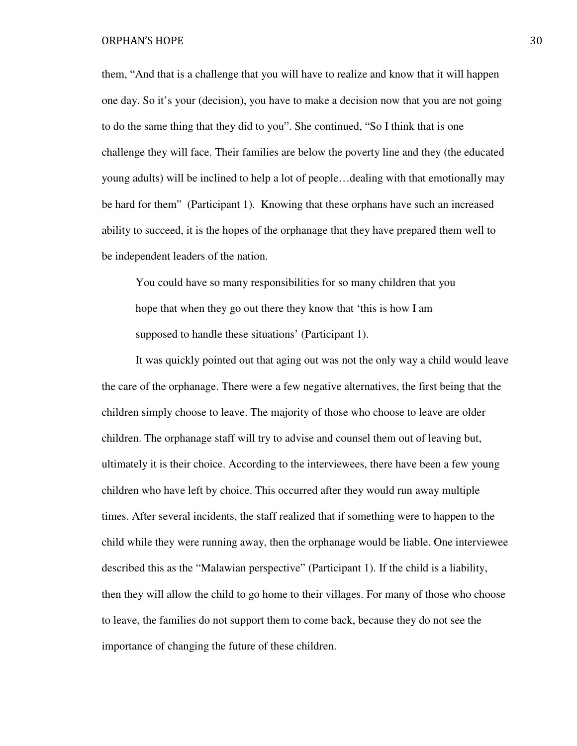them, “And that is a challenge that you will have to realize and know that it will happen one day. So it’s your (decision), you have to make a decision now that you are not going to do the same thing that they did to you”. She continued, “So I think that is one challenge they will face. Their families are below the poverty line and they (the educated young adults) will be inclined to help a lot of people…dealing with that emotionally may be hard for them” (Participant 1). Knowing that these orphans have such an increased ability to succeed, it is the hopes of the orphanage that they have prepared them well to be independent leaders of the nation.

> You could have so many responsibilities for so many children that you hope that when they go out there they know that ‘this is how I am supposed to handle these situations’ (Participant 1).

It was quickly pointed out that aging out was not the only way a child would leave the care of the orphanage. There were a few negative alternatives, the first being that the children simply choose to leave. The majority of those who choose to leave are older children. The orphanage staff will try to advise and counsel them out of leaving but, ultimately it is their choice. According to the interviewees, there have been a few young children who have left by choice. This occurred after they would run away multiple times. After several incidents, the staff realized that if something were to happen to the child while they were running away, then the orphanage would be liable. One interviewee described this as the “Malawian perspective” (Participant 1). If the child is a liability, then they will allow the child to go home to their villages. For many of those who choose to leave, the families do not support them to come back, because they do not see the importance of changing the future of these children.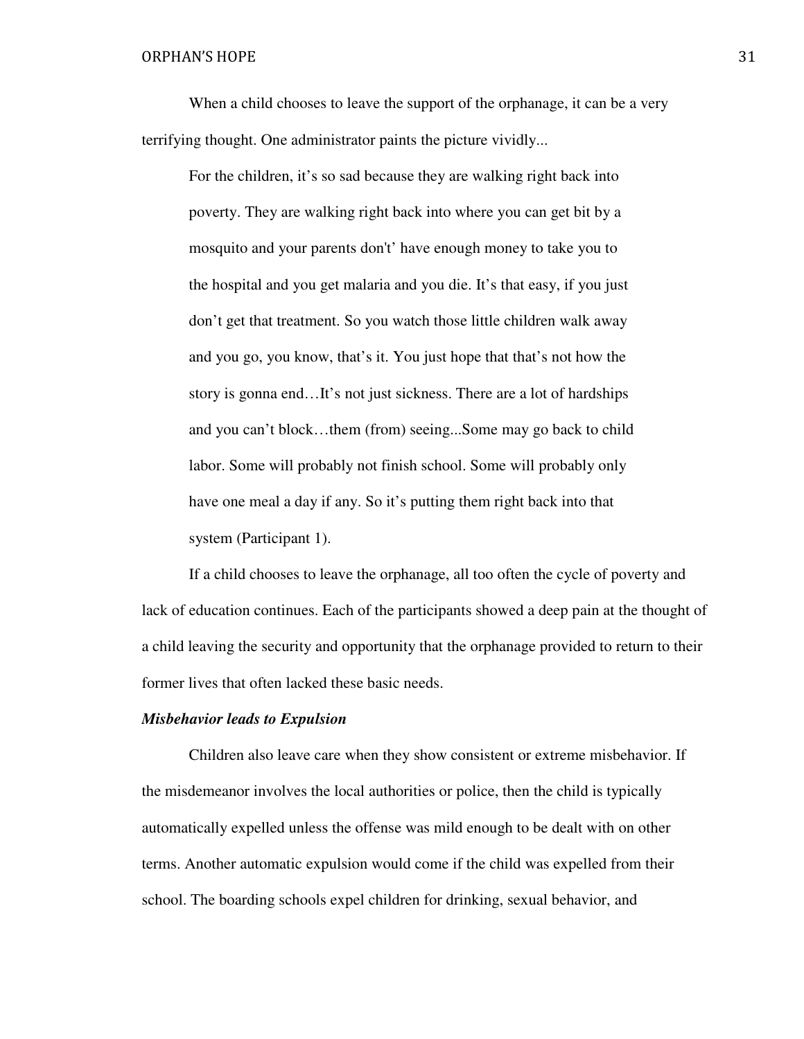When a child chooses to leave the support of the orphanage, it can be a very terrifying thought. One administrator paints the picture vividly...

> For the children, it's so sad because they are walking right back into poverty. They are walking right back into where you can get bit by a mosquito and your parents don't' have enough money to take you to the hospital and you get malaria and you die. It's that easy, if you just don't get that treatment. So you watch those little children walk away and you go, you know, that's it. You just hope that that's not how the story is gonna end…It's not just sickness. There are a lot of hardships and you can't block…them (from) seeing...Some may go back to child labor. Some will probably not finish school. Some will probably only have one meal a day if any. So it's putting them right back into that system (Participant 1).

If a child chooses to leave the orphanage, all too often the cycle of poverty and lack of education continues. Each of the participants showed a deep pain at the thought of a child leaving the security and opportunity that the orphanage provided to return to their former lives that often lacked these basic needs.

***Misbehavior leads to Expulsion***

Children also leave care when they show consistent or extreme misbehavior. If the misdemeanor involves the local authorities or police, then the child is typically automatically expelled unless the offense was mild enough to be dealt with on other terms. Another automatic expulsion would come if the child was expelled from their school. The boarding schools expel children for drinking, sexual behavior, and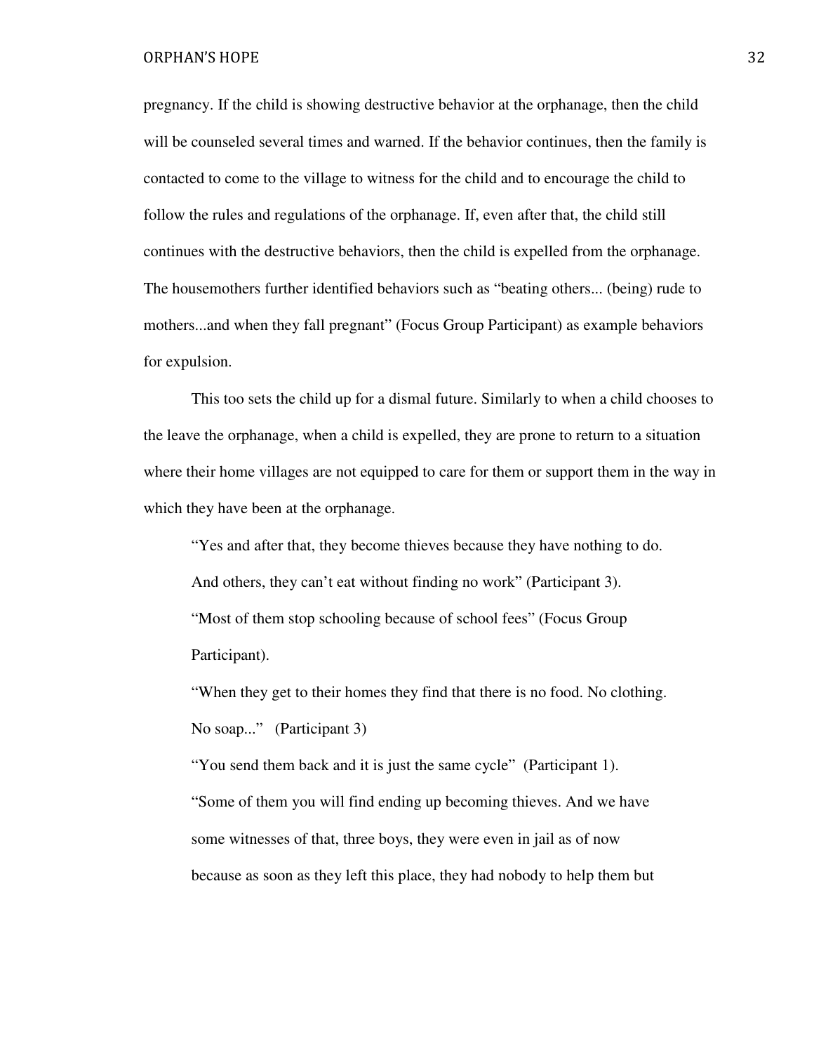pregnancy. If the child is showing destructive behavior at the orphanage, then the child will be counseled several times and warned. If the behavior continues, then the family is contacted to come to the village to witness for the child and to encourage the child to follow the rules and regulations of the orphanage. If, even after that, the child still continues with the destructive behaviors, then the child is expelled from the orphanage. The housemothers further identified behaviors such as "beating others... (being) rude to mothers...and when they fall pregnant" (Focus Group Participant) as example behaviors for expulsion.

This too sets the child up for a dismal future. Similarly to when a child chooses to the leave the orphanage, when a child is expelled, they are prone to return to a situation where their home villages are not equipped to care for them or support them in the way in which they have been at the orphanage.

> "Yes and after that, they become thieves because they have nothing to do. And others, they can't eat without finding no work" (Participant 3).
>
> "Most of them stop schooling because of school fees" (Focus Group Participant).
>
> "When they get to their homes they find that there is no food. No clothing. No soap..." (Participant 3)
>
> "You send them back and it is just the same cycle" (Participant 1).
>
> "Some of them you will find ending up becoming thieves. And we have some witnesses of that, three boys, they were even in jail as of now because as soon as they left this place, they had nobody to help them but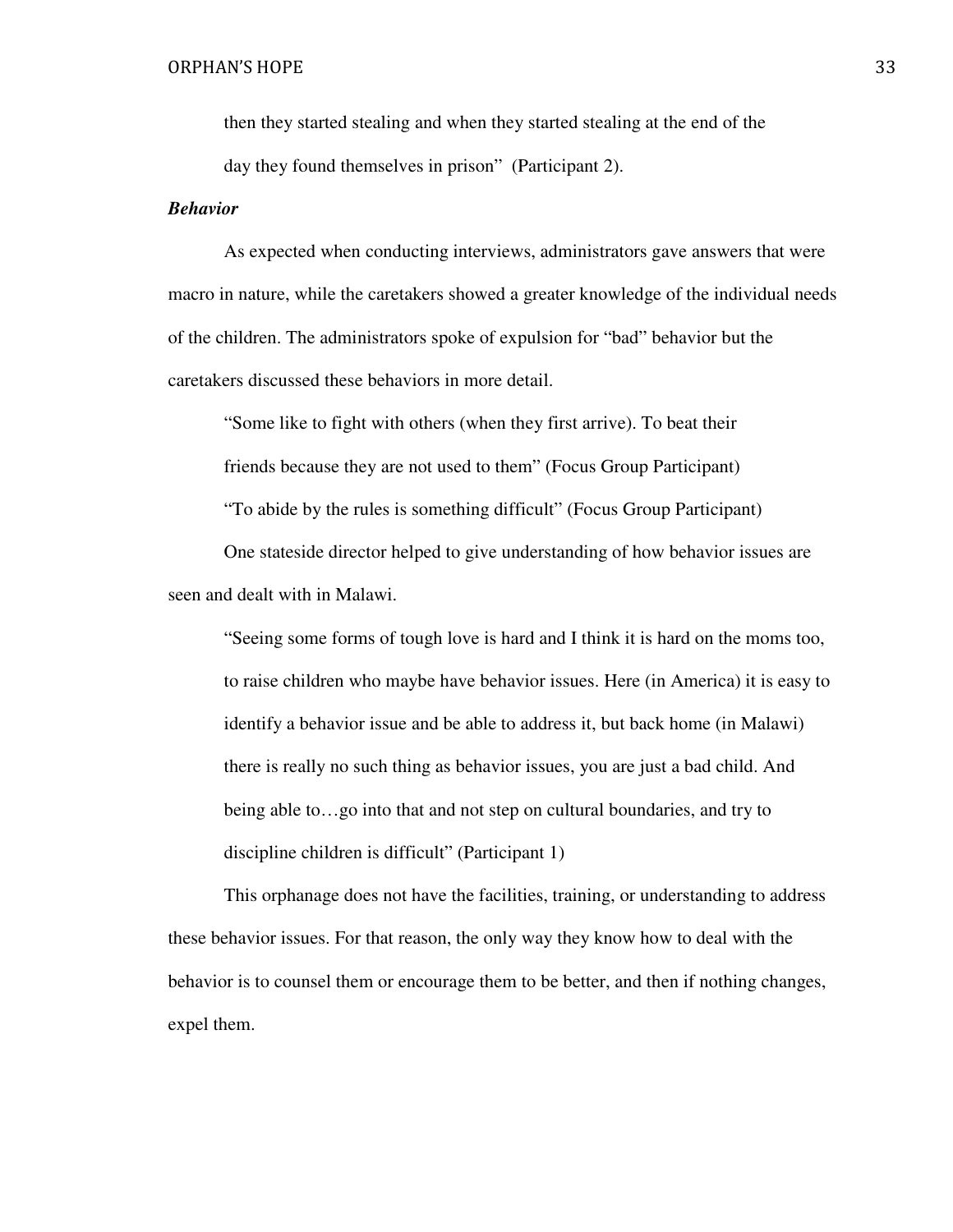> then they started stealing and when they started stealing at the end of the day they found themselves in prison" (Participant 2).

***Behavior***

As expected when conducting interviews, administrators gave answers that were macro in nature, while the caretakers showed a greater knowledge of the individual needs of the children. The administrators spoke of expulsion for "bad" behavior but the caretakers discussed these behaviors in more detail.

> "Some like to fight with others (when they first arrive). To beat their friends because they are not used to them" (Focus Group Participant)
>
> "To abide by the rules is something difficult" (Focus Group Participant)

One stateside director helped to give understanding of how behavior issues are seen and dealt with in Malawi.

> "Seeing some forms of tough love is hard and I think it is hard on the moms too, to raise children who maybe have behavior issues. Here (in America) it is easy to identify a behavior issue and be able to address it, but back home (in Malawi) there is really no such thing as behavior issues, you are just a bad child. And being able to…go into that and not step on cultural boundaries, and try to discipline children is difficult" (Participant 1)

This orphanage does not have the facilities, training, or understanding to address these behavior issues. For that reason, the only way they know how to deal with the behavior is to counsel them or encourage them to be better, and then if nothing changes, expel them.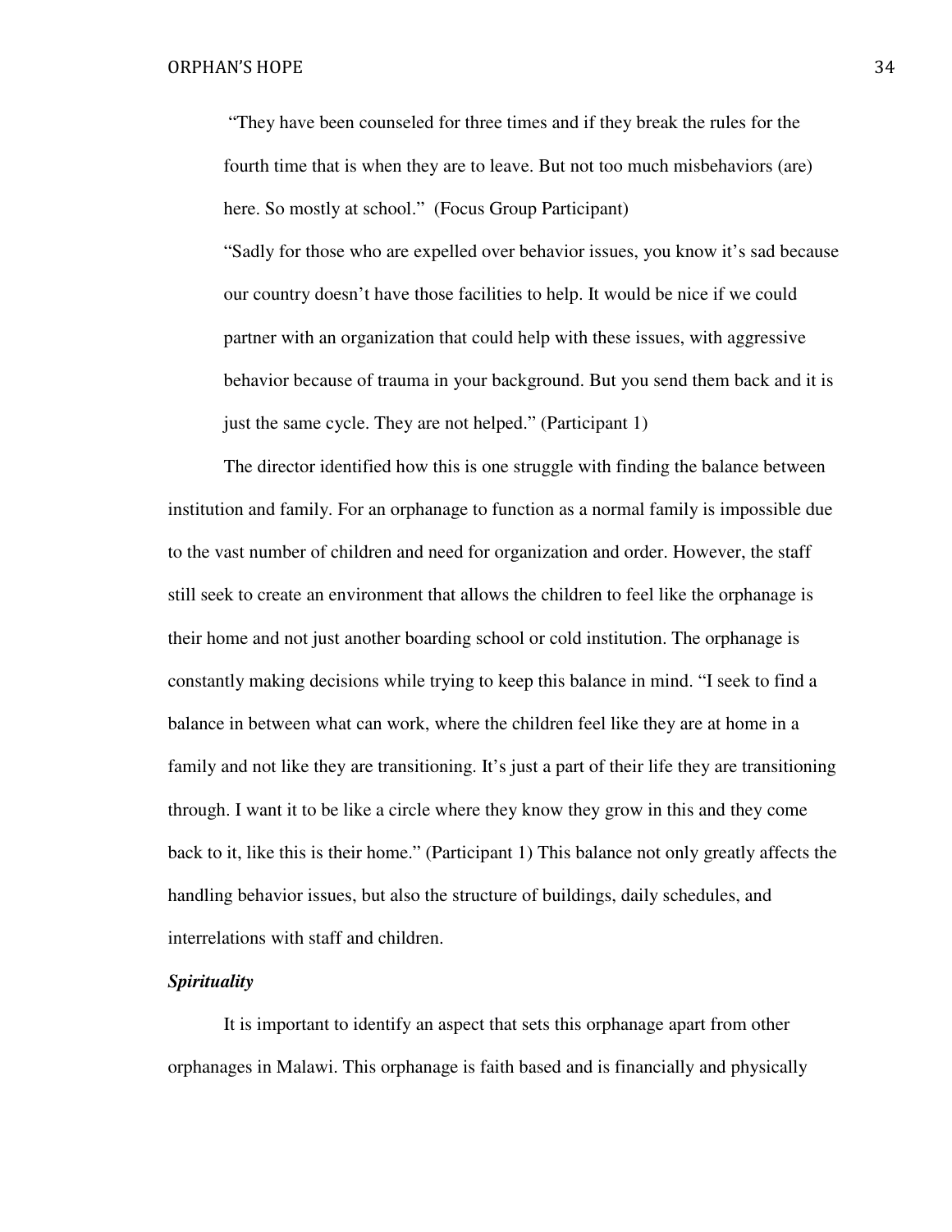> "They have been counseled for three times and if they break the rules for the fourth time that is when they are to leave. But not too much misbehaviors (are) here. So mostly at school." (Focus Group Participant)
>
> "Sadly for those who are expelled over behavior issues, you know it's sad because our country doesn't have those facilities to help. It would be nice if we could partner with an organization that could help with these issues, with aggressive behavior because of trauma in your background. But you send them back and it is just the same cycle. They are not helped." (Participant 1)

The director identified how this is one struggle with finding the balance between institution and family. For an orphanage to function as a normal family is impossible due to the vast number of children and need for organization and order. However, the staff still seek to create an environment that allows the children to feel like the orphanage is their home and not just another boarding school or cold institution. The orphanage is constantly making decisions while trying to keep this balance in mind. "I seek to find a balance in between what can work, where the children feel like they are at home in a family and not like they are transitioning. It's just a part of their life they are transitioning through. I want it to be like a circle where they know they grow in this and they come back to it, like this is their home." (Participant 1) This balance not only greatly affects the handling behavior issues, but also the structure of buildings, daily schedules, and interrelations with staff and children.

### ***Spirituality***

It is important to identify an aspect that sets this orphanage apart from other orphanages in Malawi. This orphanage is faith based and is financially and physically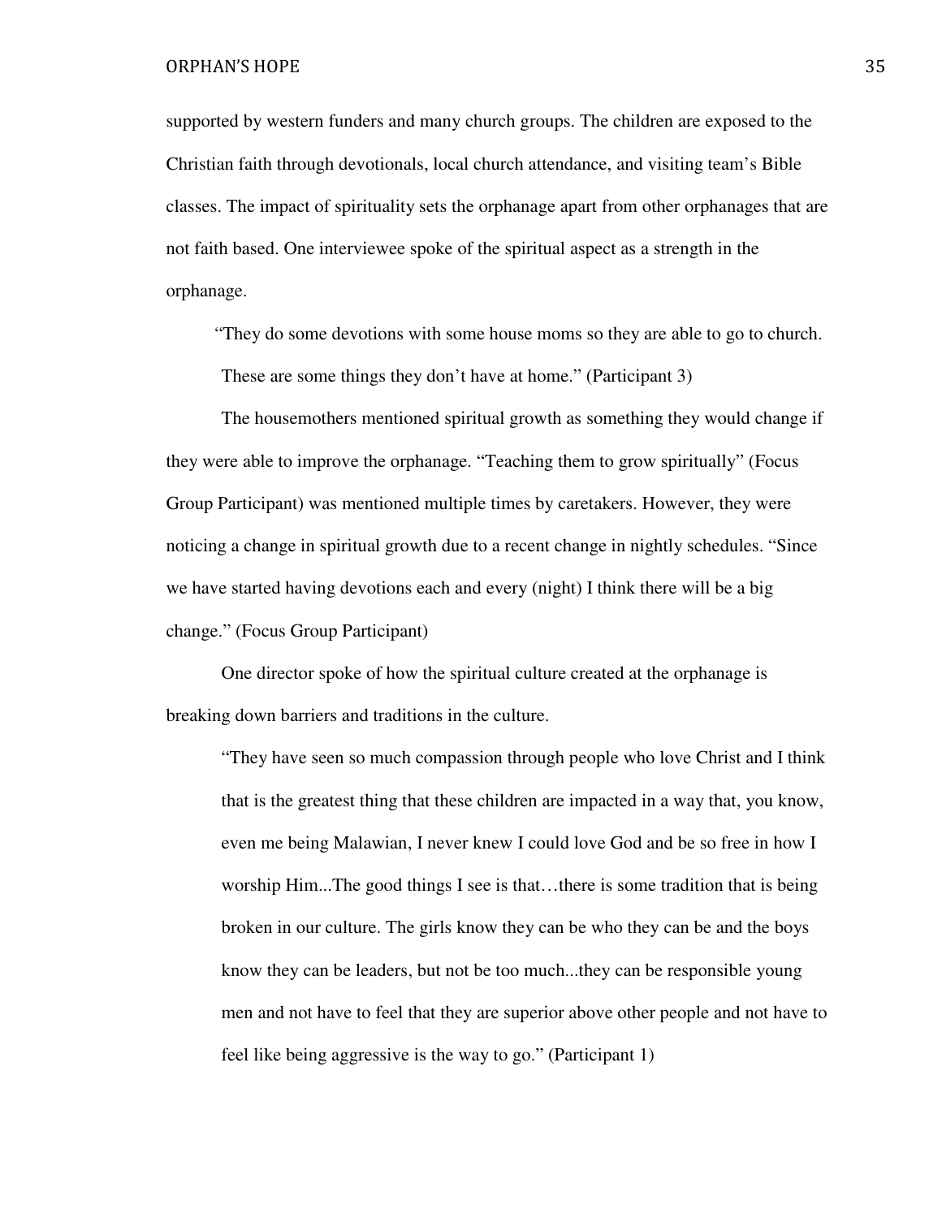supported by western funders and many church groups. The children are exposed to the Christian faith through devotionals, local church attendance, and visiting team's Bible classes. The impact of spirituality sets the orphanage apart from other orphanages that are not faith based. One interviewee spoke of the spiritual aspect as a strength in the orphanage.

> "They do some devotions with some house moms so they are able to go to church. These are some things they don't have at home." (Participant 3)

The housemothers mentioned spiritual growth as something they would change if they were able to improve the orphanage. "Teaching them to grow spiritually" (Focus Group Participant) was mentioned multiple times by caretakers. However, they were noticing a change in spiritual growth due to a recent change in nightly schedules. "Since we have started having devotions each and every (night) I think there will be a big change." (Focus Group Participant)

One director spoke of how the spiritual culture created at the orphanage is breaking down barriers and traditions in the culture.

> "They have seen so much compassion through people who love Christ and I think that is the greatest thing that these children are impacted in a way that, you know, even me being Malawian, I never knew I could love God and be so free in how I worship Him...The good things I see is that…there is some tradition that is being broken in our culture. The girls know they can be who they can be and the boys know they can be leaders, but not be too much...they can be responsible young men and not have to feel that they are superior above other people and not have to feel like being aggressive is the way to go." (Participant 1)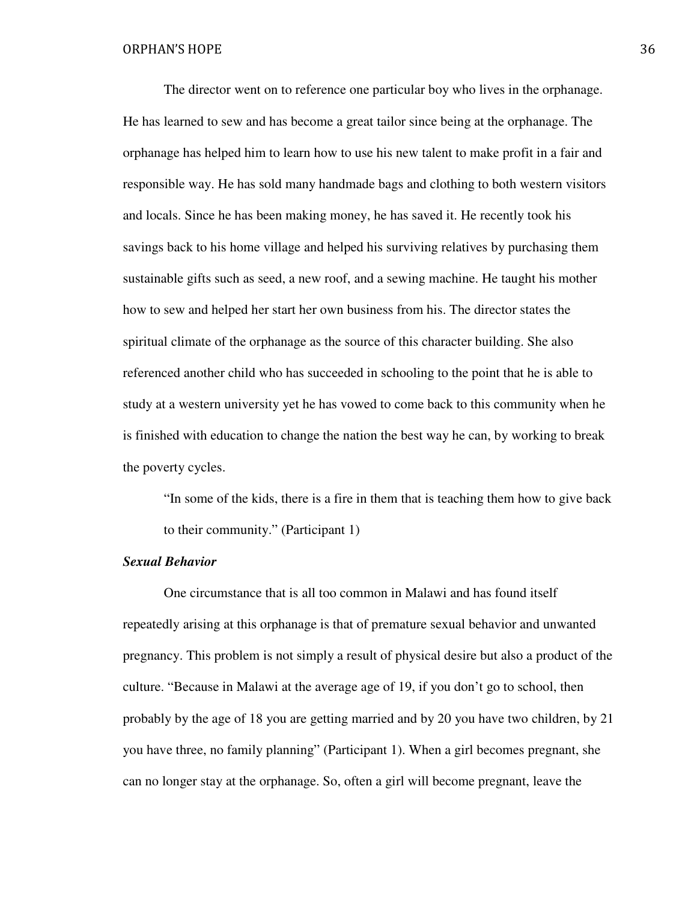The director went on to reference one particular boy who lives in the orphanage. He has learned to sew and has become a great tailor since being at the orphanage. The orphanage has helped him to learn how to use his new talent to make profit in a fair and responsible way. He has sold many handmade bags and clothing to both western visitors and locals. Since he has been making money, he has saved it. He recently took his savings back to his home village and helped his surviving relatives by purchasing them sustainable gifts such as seed, a new roof, and a sewing machine. He taught his mother how to sew and helped her start her own business from his. The director states the spiritual climate of the orphanage as the source of this character building. She also referenced another child who has succeeded in schooling to the point that he is able to study at a western university yet he has vowed to come back to this community when he is finished with education to change the nation the best way he can, by working to break the poverty cycles.

> "In some of the kids, there is a fire in them that is teaching them how to give back to their community." (Participant 1)

***Sexual Behavior***

One circumstance that is all too common in Malawi and has found itself repeatedly arising at this orphanage is that of premature sexual behavior and unwanted pregnancy. This problem is not simply a result of physical desire but also a product of the culture. "Because in Malawi at the average age of 19, if you don't go to school, then probably by the age of 18 you are getting married and by 20 you have two children, by 21 you have three, no family planning" (Participant 1). When a girl becomes pregnant, she can no longer stay at the orphanage. So, often a girl will become pregnant, leave the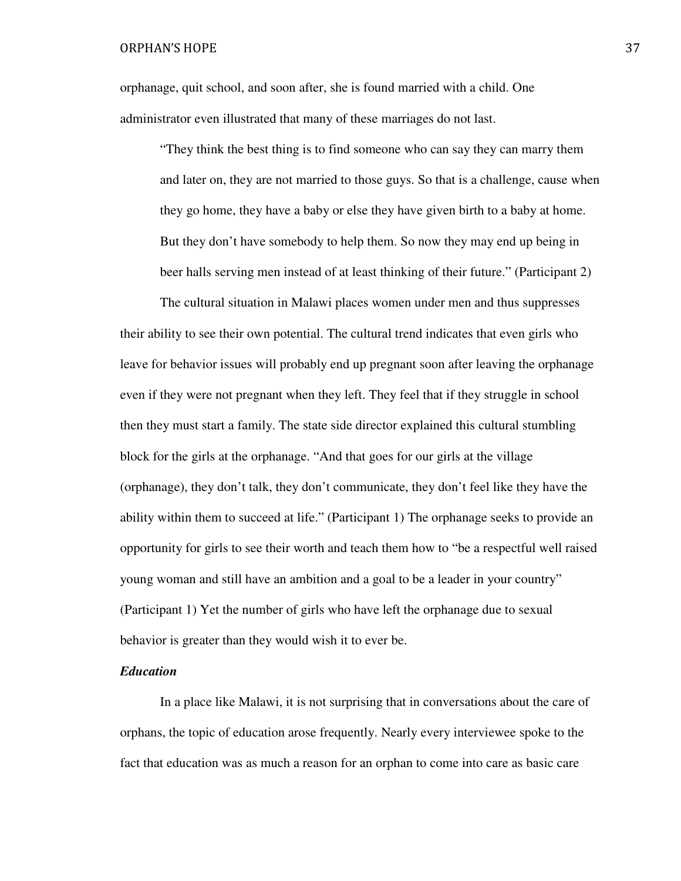orphanage, quit school, and soon after, she is found married with a child. One administrator even illustrated that many of these marriages do not last.

> "They think the best thing is to find someone who can say they can marry them and later on, they are not married to those guys. So that is a challenge, cause when they go home, they have a baby or else they have given birth to a baby at home. But they don't have somebody to help them. So now they may end up being in beer halls serving men instead of at least thinking of their future." (Participant 2)

The cultural situation in Malawi places women under men and thus suppresses their ability to see their own potential. The cultural trend indicates that even girls who leave for behavior issues will probably end up pregnant soon after leaving the orphanage even if they were not pregnant when they left. They feel that if they struggle in school then they must start a family. The state side director explained this cultural stumbling block for the girls at the orphanage. "And that goes for our girls at the village (orphanage), they don't talk, they don't communicate, they don't feel like they have the ability within them to succeed at life." (Participant 1) The orphanage seeks to provide an opportunity for girls to see their worth and teach them how to "be a respectful well raised young woman and still have an ambition and a goal to be a leader in your country" (Participant 1) Yet the number of girls who have left the orphanage due to sexual behavior is greater than they would wish it to ever be.

***Education***

In a place like Malawi, it is not surprising that in conversations about the care of orphans, the topic of education arose frequently. Nearly every interviewee spoke to the fact that education was as much a reason for an orphan to come into care as basic care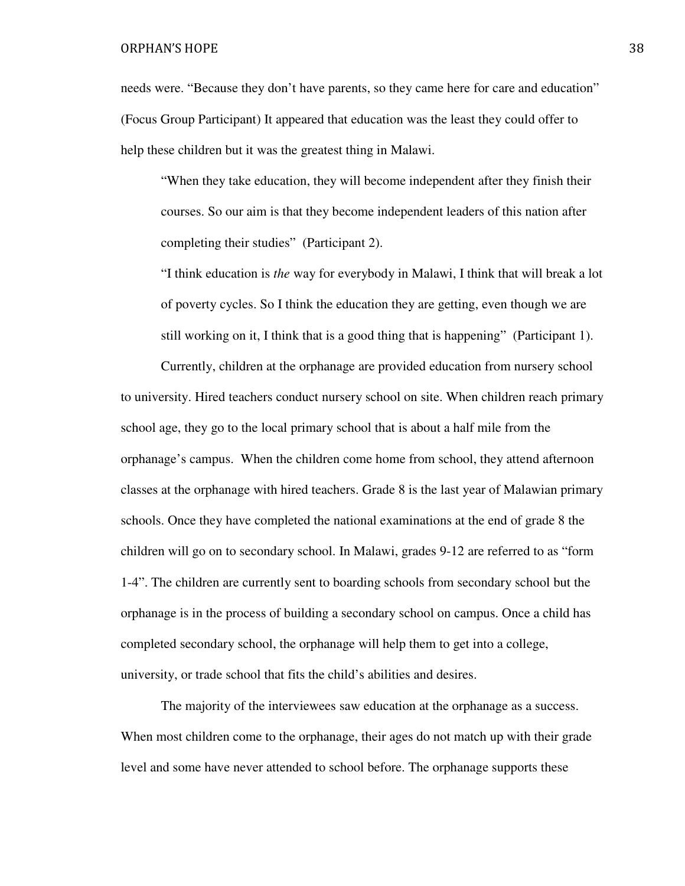needs were. “Because they don’t have parents, so they came here for care and education” (Focus Group Participant) It appeared that education was the least they could offer to help these children but it was the greatest thing in Malawi.

> “When they take education, they will become independent after they finish their courses. So our aim is that they become independent leaders of this nation after completing their studies” (Participant 2).
>
> “I think education is *the* way for everybody in Malawi, I think that will break a lot of poverty cycles. So I think the education they are getting, even though we are still working on it, I think that is a good thing that is happening” (Participant 1).

Currently, children at the orphanage are provided education from nursery school to university. Hired teachers conduct nursery school on site. When children reach primary school age, they go to the local primary school that is about a half mile from the orphanage’s campus. When the children come home from school, they attend afternoon classes at the orphanage with hired teachers. Grade 8 is the last year of Malawian primary schools. Once they have completed the national examinations at the end of grade 8 the children will go on to secondary school. In Malawi, grades 9-12 are referred to as “form 1-4”. The children are currently sent to boarding schools from secondary school but the orphanage is in the process of building a secondary school on campus. Once a child has completed secondary school, the orphanage will help them to get into a college, university, or trade school that fits the child’s abilities and desires.

The majority of the interviewees saw education at the orphanage as a success. When most children come to the orphanage, their ages do not match up with their grade level and some have never attended to school before. The orphanage supports these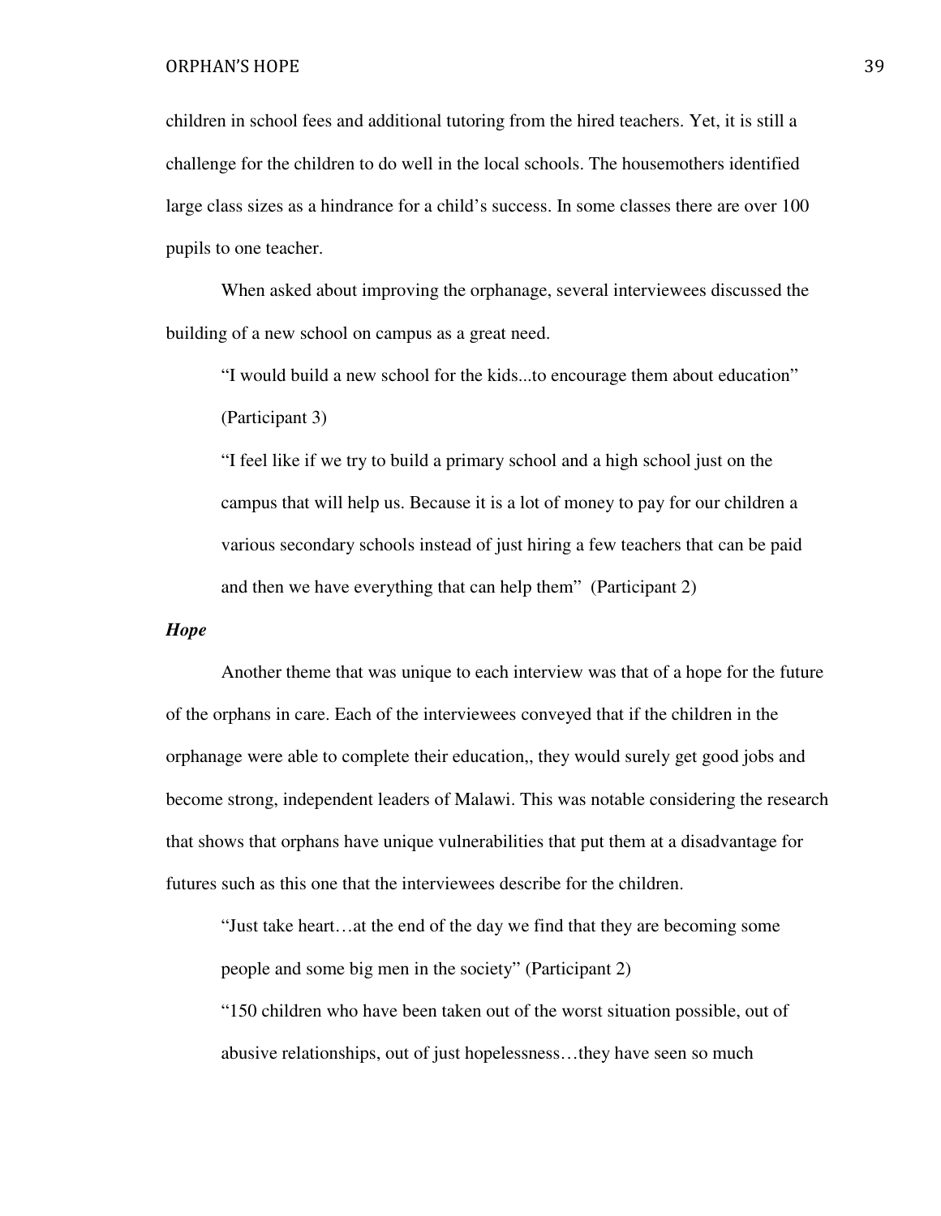children in school fees and additional tutoring from the hired teachers. Yet, it is still a challenge for the children to do well in the local schools. The housemothers identified large class sizes as a hindrance for a child's success. In some classes there are over 100 pupils to one teacher.

When asked about improving the orphanage, several interviewees discussed the building of a new school on campus as a great need.

> "I would build a new school for the kids...to encourage them about education" (Participant 3)
>
> "I feel like if we try to build a primary school and a high school just on the campus that will help us. Because it is a lot of money to pay for our children a various secondary schools instead of just hiring a few teachers that can be paid and then we have everything that can help them" (Participant 2)

***Hope***

Another theme that was unique to each interview was that of a hope for the future of the orphans in care. Each of the interviewees conveyed that if the children in the orphanage were able to complete their education,, they would surely get good jobs and become strong, independent leaders of Malawi. This was notable considering the research that shows that orphans have unique vulnerabilities that put them at a disadvantage for futures such as this one that the interviewees describe for the children.

> "Just take heart…at the end of the day we find that they are becoming some people and some big men in the society" (Participant 2)
>
> "150 children who have been taken out of the worst situation possible, out of abusive relationships, out of just hopelessness…they have seen so much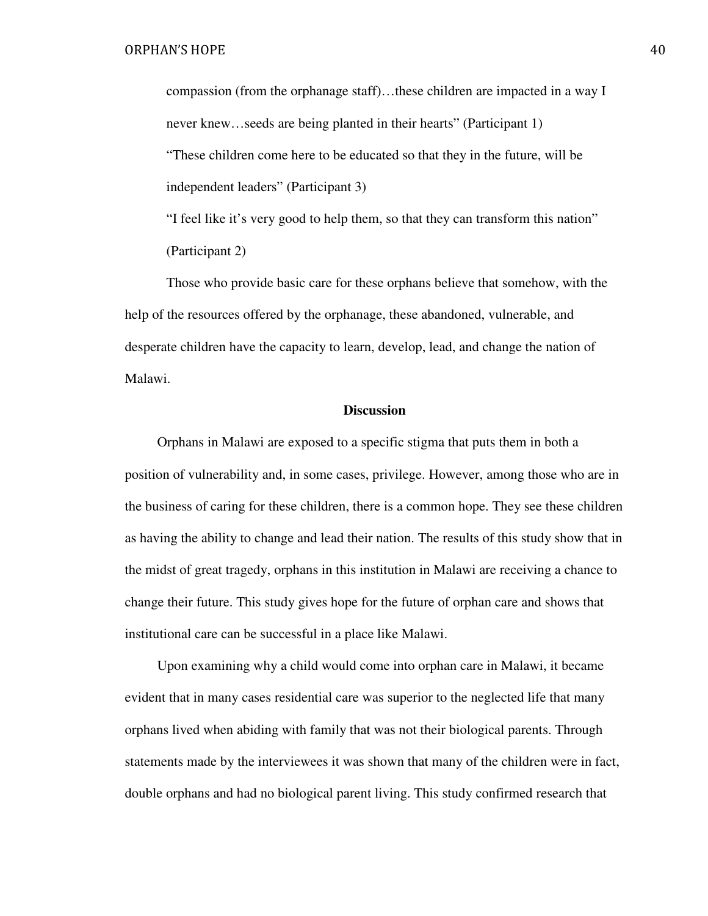compassion (from the orphanage staff)…these children are impacted in a way I never knew…seeds are being planted in their hearts" (Participant 1)

"These children come here to be educated so that they in the future, will be independent leaders" (Participant 3)

"I feel like it's very good to help them, so that they can transform this nation" (Participant 2)

Those who provide basic care for these orphans believe that somehow, with the help of the resources offered by the orphanage, these abandoned, vulnerable, and desperate children have the capacity to learn, develop, lead, and change the nation of Malawi.

## Discussion

Orphans in Malawi are exposed to a specific stigma that puts them in both a position of vulnerability and, in some cases, privilege. However, among those who are in the business of caring for these children, there is a common hope. They see these children as having the ability to change and lead their nation. The results of this study show that in the midst of great tragedy, orphans in this institution in Malawi are receiving a chance to change their future. This study gives hope for the future of orphan care and shows that institutional care can be successful in a place like Malawi.

Upon examining why a child would come into orphan care in Malawi, it became evident that in many cases residential care was superior to the neglected life that many orphans lived when abiding with family that was not their biological parents. Through statements made by the interviewees it was shown that many of the children were in fact, double orphans and had no biological parent living. This study confirmed research that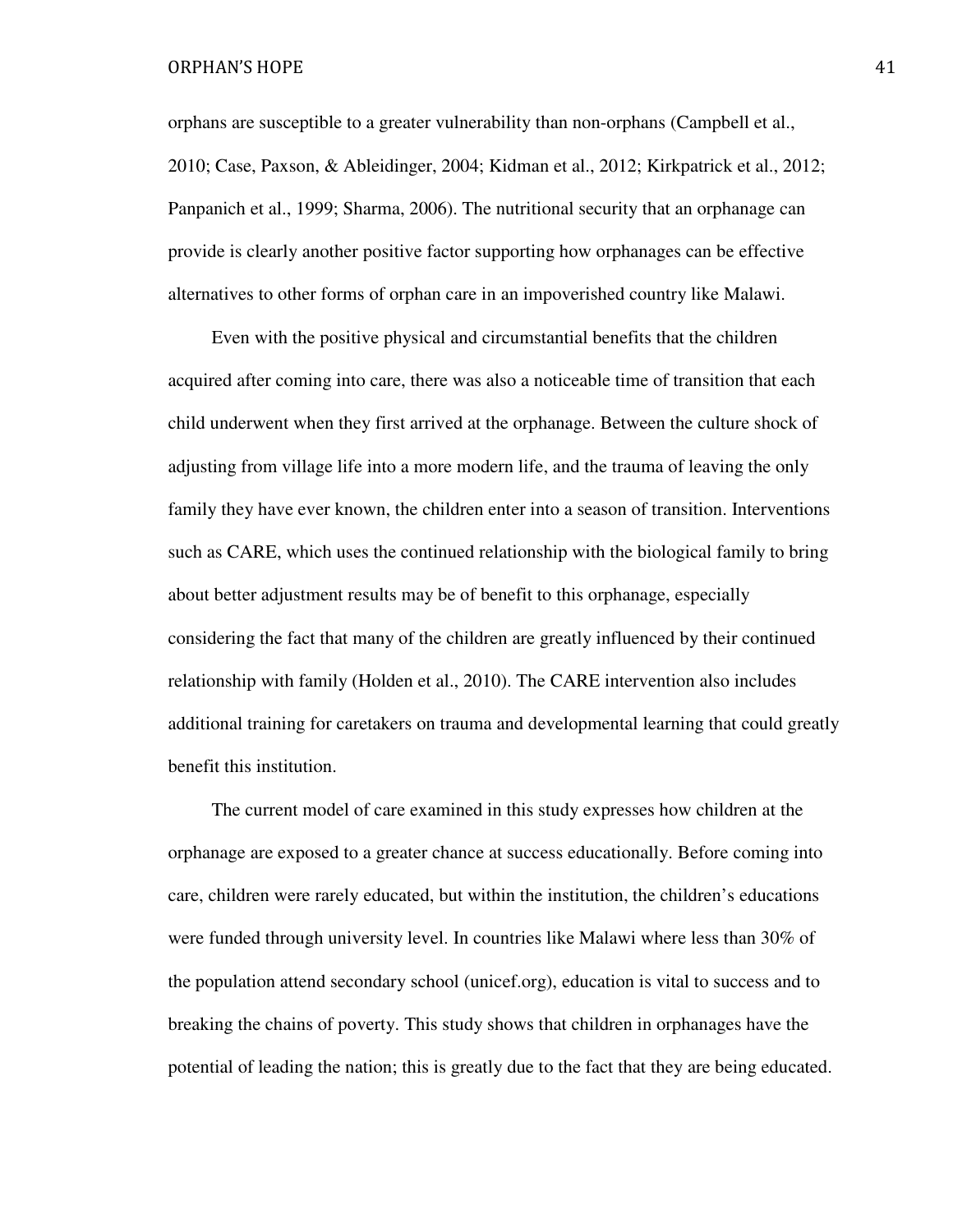orphans are susceptible to a greater vulnerability than non-orphans (Campbell et al., 2010; Case, Paxson, & Ableidinger, 2004; Kidman et al., 2012; Kirkpatrick et al., 2012; Panpanich et al., 1999; Sharma, 2006). The nutritional security that an orphanage can provide is clearly another positive factor supporting how orphanages can be effective alternatives to other forms of orphan care in an impoverished country like Malawi.

Even with the positive physical and circumstantial benefits that the children acquired after coming into care, there was also a noticeable time of transition that each child underwent when they first arrived at the orphanage. Between the culture shock of adjusting from village life into a more modern life, and the trauma of leaving the only family they have ever known, the children enter into a season of transition. Interventions such as CARE, which uses the continued relationship with the biological family to bring about better adjustment results may be of benefit to this orphanage, especially considering the fact that many of the children are greatly influenced by their continued relationship with family (Holden et al., 2010). The CARE intervention also includes additional training for caretakers on trauma and developmental learning that could greatly benefit this institution.

The current model of care examined in this study expresses how children at the orphanage are exposed to a greater chance at success educationally. Before coming into care, children were rarely educated, but within the institution, the children's educations were funded through university level. In countries like Malawi where less than 30% of the population attend secondary school (unicef.org), education is vital to success and to breaking the chains of poverty. This study shows that children in orphanages have the potential of leading the nation; this is greatly due to the fact that they are being educated.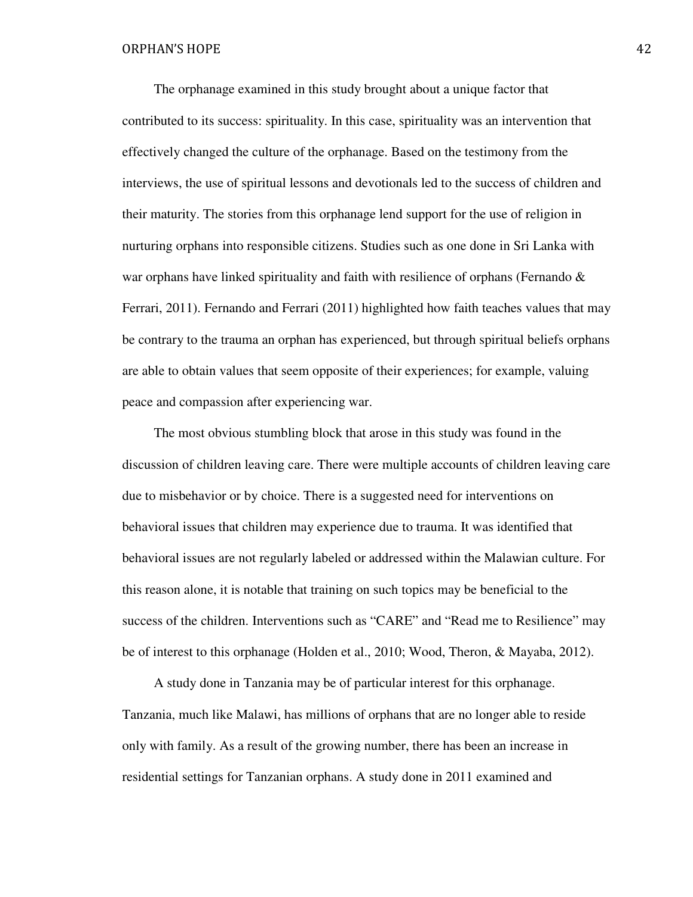The orphanage examined in this study brought about a unique factor that contributed to its success: spirituality. In this case, spirituality was an intervention that effectively changed the culture of the orphanage. Based on the testimony from the interviews, the use of spiritual lessons and devotionals led to the success of children and their maturity. The stories from this orphanage lend support for the use of religion in nurturing orphans into responsible citizens. Studies such as one done in Sri Lanka with war orphans have linked spirituality and faith with resilience of orphans (Fernando & Ferrari, 2011). Fernando and Ferrari (2011) highlighted how faith teaches values that may be contrary to the trauma an orphan has experienced, but through spiritual beliefs orphans are able to obtain values that seem opposite of their experiences; for example, valuing peace and compassion after experiencing war.

The most obvious stumbling block that arose in this study was found in the discussion of children leaving care. There were multiple accounts of children leaving care due to misbehavior or by choice. There is a suggested need for interventions on behavioral issues that children may experience due to trauma. It was identified that behavioral issues are not regularly labeled or addressed within the Malawian culture. For this reason alone, it is notable that training on such topics may be beneficial to the success of the children. Interventions such as "CARE" and "Read me to Resilience" may be of interest to this orphanage (Holden et al., 2010; Wood, Theron, & Mayaba, 2012).

A study done in Tanzania may be of particular interest for this orphanage. Tanzania, much like Malawi, has millions of orphans that are no longer able to reside only with family. As a result of the growing number, there has been an increase in residential settings for Tanzanian orphans. A study done in 2011 examined and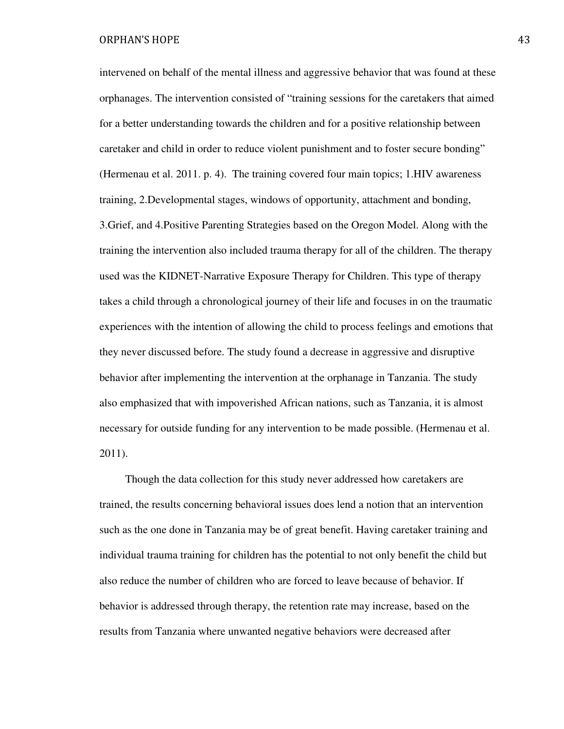intervened on behalf of the mental illness and aggressive behavior that was found at these orphanages. The intervention consisted of "training sessions for the caretakers that aimed for a better understanding towards the children and for a positive relationship between caretaker and child in order to reduce violent punishment and to foster secure bonding" (Hermenau et al. 2011. p. 4). The training covered four main topics; 1.HIV awareness training, 2.Developmental stages, windows of opportunity, attachment and bonding, 3.Grief, and 4.Positive Parenting Strategies based on the Oregon Model. Along with the training the intervention also included trauma therapy for all of the children. The therapy used was the KIDNET-Narrative Exposure Therapy for Children. This type of therapy takes a child through a chronological journey of their life and focuses in on the traumatic experiences with the intention of allowing the child to process feelings and emotions that they never discussed before. The study found a decrease in aggressive and disruptive behavior after implementing the intervention at the orphanage in Tanzania. The study also emphasized that with impoverished African nations, such as Tanzania, it is almost necessary for outside funding for any intervention to be made possible. (Hermenau et al. 2011).

Though the data collection for this study never addressed how caretakers are trained, the results concerning behavioral issues does lend a notion that an intervention such as the one done in Tanzania may be of great benefit. Having caretaker training and individual trauma training for children has the potential to not only benefit the child but also reduce the number of children who are forced to leave because of behavior. If behavior is addressed through therapy, the retention rate may increase, based on the results from Tanzania where unwanted negative behaviors were decreased after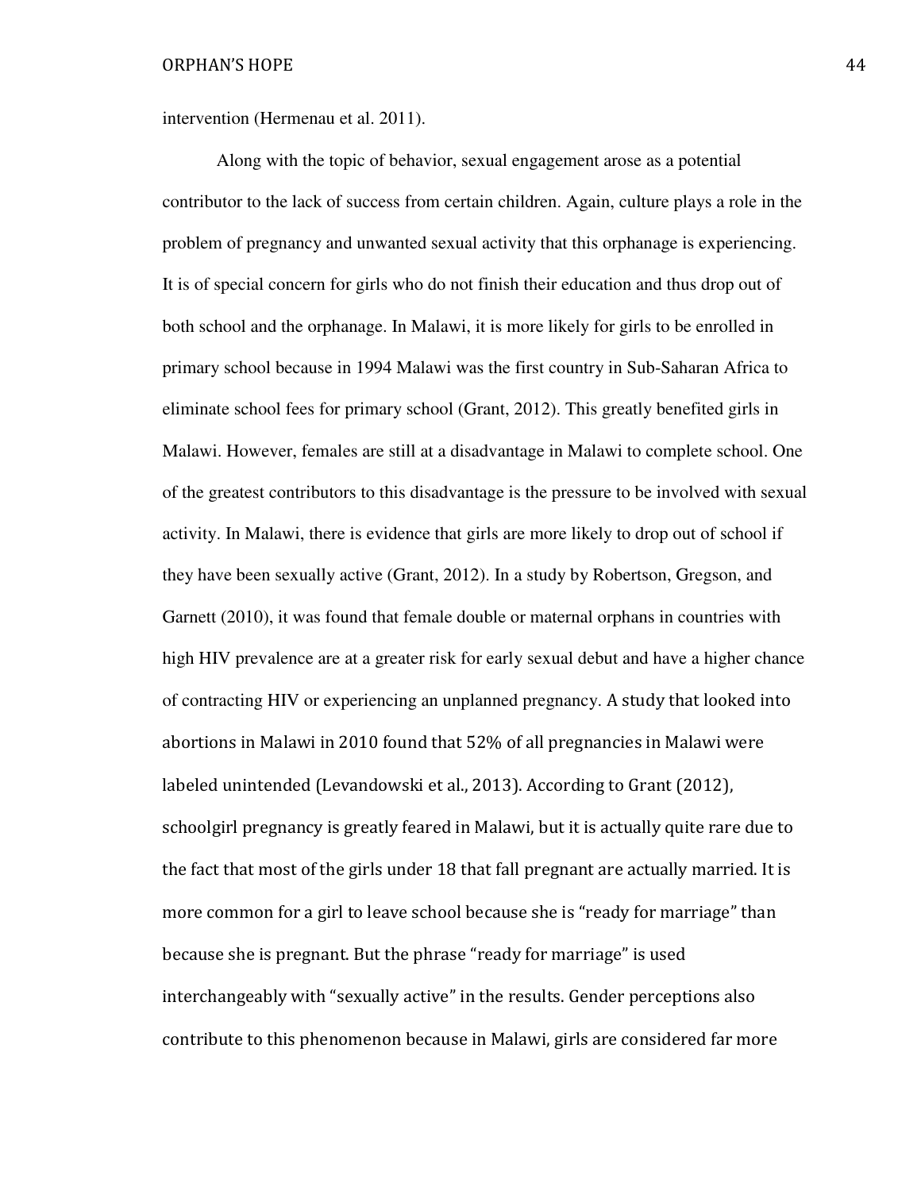intervention (Hermenau et al. 2011).

Along with the topic of behavior, sexual engagement arose as a potential contributor to the lack of success from certain children. Again, culture plays a role in the problem of pregnancy and unwanted sexual activity that this orphanage is experiencing. It is of special concern for girls who do not finish their education and thus drop out of both school and the orphanage. In Malawi, it is more likely for girls to be enrolled in primary school because in 1994 Malawi was the first country in Sub-Saharan Africa to eliminate school fees for primary school (Grant, 2012). This greatly benefited girls in Malawi. However, females are still at a disadvantage in Malawi to complete school. One of the greatest contributors to this disadvantage is the pressure to be involved with sexual activity. In Malawi, there is evidence that girls are more likely to drop out of school if they have been sexually active (Grant, 2012). In a study by Robertson, Gregson, and Garnett (2010), it was found that female double or maternal orphans in countries with high HIV prevalence are at a greater risk for early sexual debut and have a higher chance of contracting HIV or experiencing an unplanned pregnancy. A study that looked into abortions in Malawi in 2010 found that 52% of all pregnancies in Malawi were labeled unintended (Levandowski et al., 2013). According to Grant (2012), schoolgirl pregnancy is greatly feared in Malawi, but it is actually quite rare due to the fact that most of the girls under 18 that fall pregnant are actually married. It is more common for a girl to leave school because she is "ready for marriage" than because she is pregnant. But the phrase "ready for marriage" is used interchangeably with "sexually active" in the results. Gender perceptions also contribute to this phenomenon because in Malawi, girls are considered far more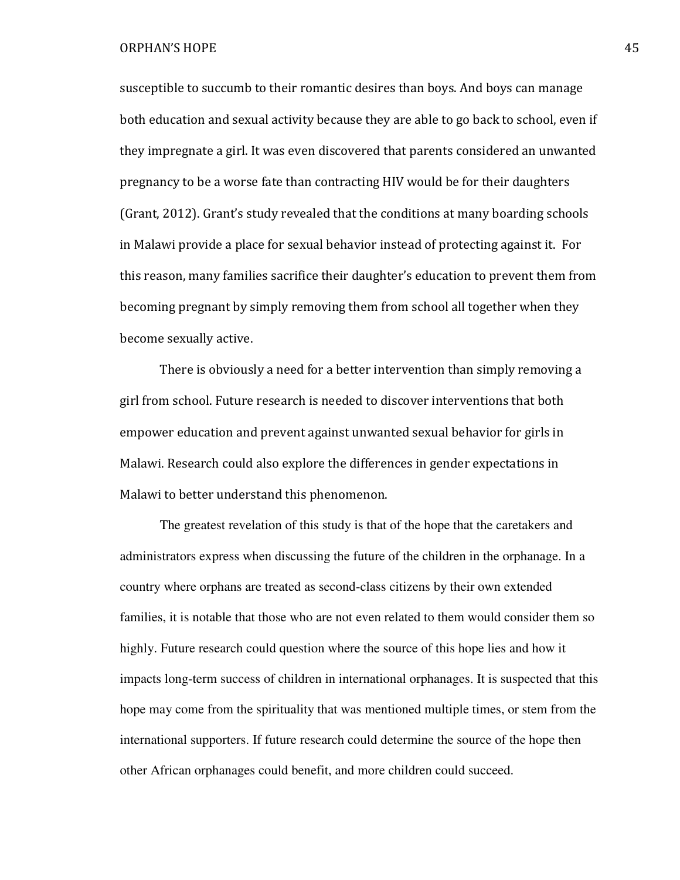susceptible to succumb to their romantic desires than boys. And boys can manage both education and sexual activity because they are able to go back to school, even if they impregnate a girl. It was even discovered that parents considered an unwanted pregnancy to be a worse fate than contracting HIV would be for their daughters (Grant, 2012). Grant's study revealed that the conditions at many boarding schools in Malawi provide a place for sexual behavior instead of protecting against it. For this reason, many families sacrifice their daughter's education to prevent them from becoming pregnant by simply removing them from school all together when they become sexually active.

There is obviously a need for a better intervention than simply removing a girl from school. Future research is needed to discover interventions that both empower education and prevent against unwanted sexual behavior for girls in Malawi. Research could also explore the differences in gender expectations in Malawi to better understand this phenomenon.

The greatest revelation of this study is that of the hope that the caretakers and administrators express when discussing the future of the children in the orphanage. In a country where orphans are treated as second-class citizens by their own extended families, it is notable that those who are not even related to them would consider them so highly. Future research could question where the source of this hope lies and how it impacts long-term success of children in international orphanages. It is suspected that this hope may come from the spirituality that was mentioned multiple times, or stem from the international supporters. If future research could determine the source of the hope then other African orphanages could benefit, and more children could succeed.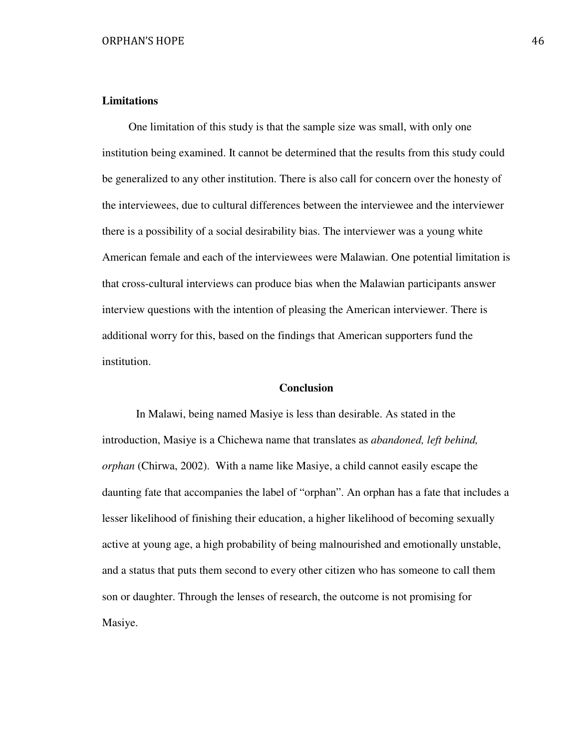**Limitations**

One limitation of this study is that the sample size was small, with only one institution being examined. It cannot be determined that the results from this study could be generalized to any other institution. There is also call for concern over the honesty of the interviewees, due to cultural differences between the interviewee and the interviewer there is a possibility of a social desirability bias. The interviewer was a young white American female and each of the interviewees were Malawian. One potential limitation is that cross-cultural interviews can produce bias when the Malawian participants answer interview questions with the intention of pleasing the American interviewer. There is additional worry for this, based on the findings that American supporters fund the institution.

## Conclusion

In Malawi, being named Masiye is less than desirable. As stated in the introduction, Masiye is a Chichewa name that translates as *abandoned, left behind, orphan* (Chirwa, 2002). With a name like Masiye, a child cannot easily escape the daunting fate that accompanies the label of "orphan". An orphan has a fate that includes a lesser likelihood of finishing their education, a higher likelihood of becoming sexually active at young age, a high probability of being malnourished and emotionally unstable, and a status that puts them second to every other citizen who has someone to call them son or daughter. Through the lenses of research, the outcome is not promising for Masiye.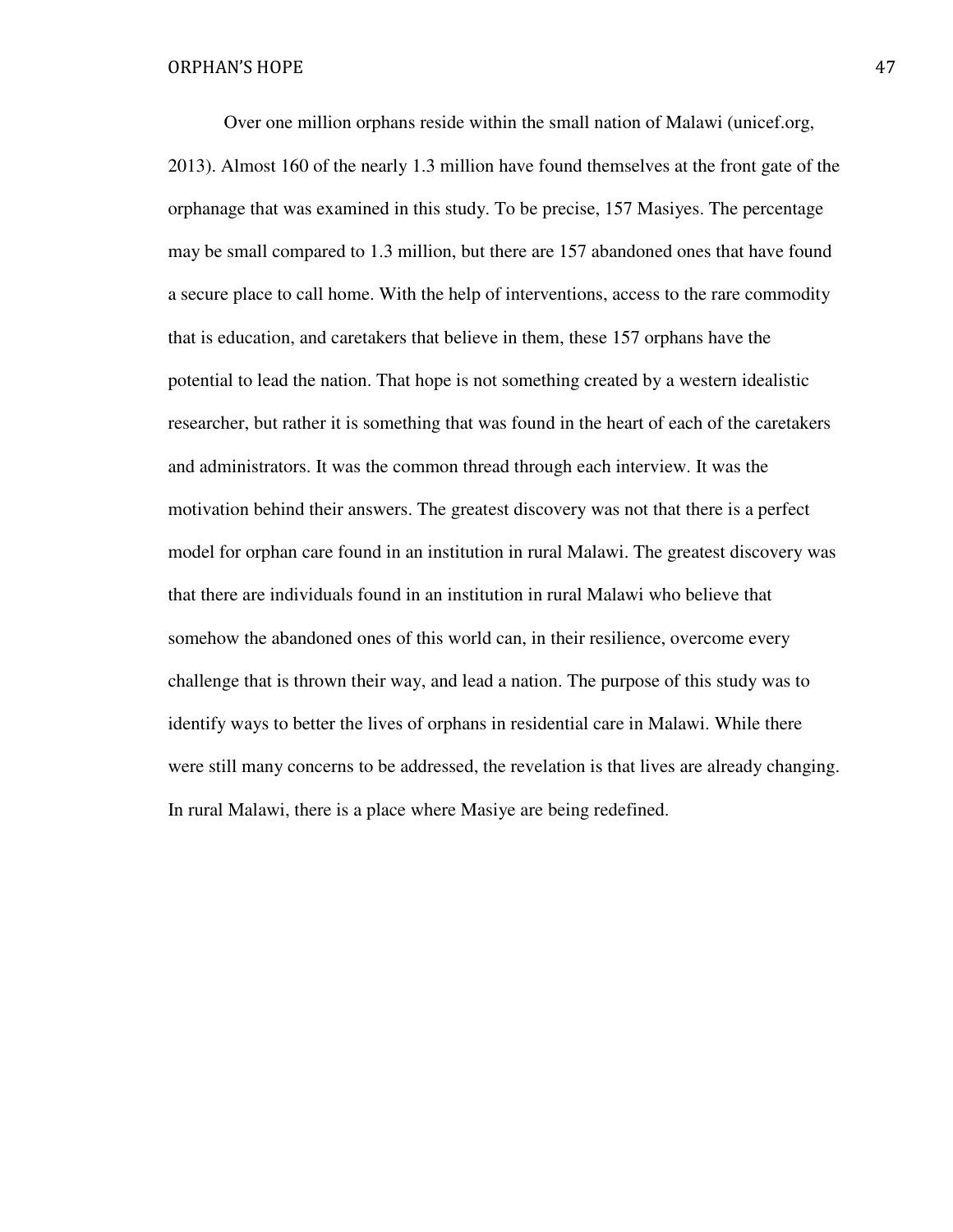Over one million orphans reside within the small nation of Malawi (unicef.org, 2013). Almost 160 of the nearly 1.3 million have found themselves at the front gate of the orphanage that was examined in this study. To be precise, 157 Masiyes. The percentage may be small compared to 1.3 million, but there are 157 abandoned ones that have found a secure place to call home. With the help of interventions, access to the rare commodity that is education, and caretakers that believe in them, these 157 orphans have the potential to lead the nation. That hope is not something created by a western idealistic researcher, but rather it is something that was found in the heart of each of the caretakers and administrators. It was the common thread through each interview. It was the motivation behind their answers. The greatest discovery was not that there is a perfect model for orphan care found in an institution in rural Malawi. The greatest discovery was that there are individuals found in an institution in rural Malawi who believe that somehow the abandoned ones of this world can, in their resilience, overcome every challenge that is thrown their way, and lead a nation. The purpose of this study was to identify ways to better the lives of orphans in residential care in Malawi. While there were still many concerns to be addressed, the revelation is that lives are already changing. In rural Malawi, there is a place where Masiye are being redefined.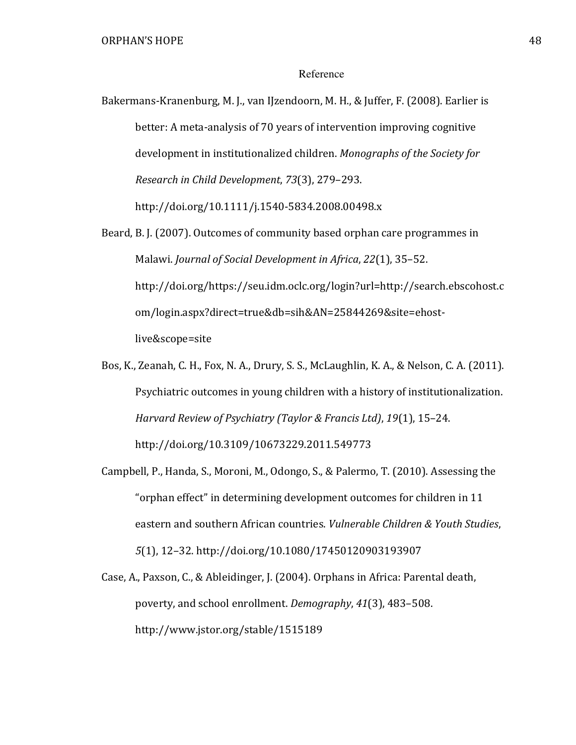# Reference

Bakermans-Kranenburg, M. J., van IJzendoorn, M. H., & Juffer, F. (2008). Earlier is better: A meta-analysis of 70 years of intervention improving cognitive development in institutionalized children. *Monographs of the Society for Research in Child Development*, *73*(3), 279–293. http://doi.org/10.1111/j.1540-5834.2008.00498.x

Beard, B. J. (2007). Outcomes of community based orphan care programmes in Malawi. *Journal of Social Development in Africa*, *22*(1), 35–52. http://doi.org/https://seu.idm.oclc.org/login?url=http://search.ebscohost.com/login.aspx?direct=true&db=sih&AN=25844269&site=ehost-live&scope=site

Bos, K., Zeanah, C. H., Fox, N. A., Drury, S. S., McLaughlin, K. A., & Nelson, C. A. (2011). Psychiatric outcomes in young children with a history of institutionalization. *Harvard Review of Psychiatry (Taylor & Francis Ltd)*, *19*(1), 15–24. http://doi.org/10.3109/10673229.2011.549773

Campbell, P., Handa, S., Moroni, M., Odongo, S., & Palermo, T. (2010). Assessing the "orphan effect" in determining development outcomes for children in 11 eastern and southern African countries. *Vulnerable Children & Youth Studies*, *5*(1), 12–32. http://doi.org/10.1080/17450120903193907

Case, A., Paxson, C., & Ableidinger, J. (2004). Orphans in Africa: Parental death, poverty, and school enrollment. *Demography*, *41*(3), 483–508. http://www.jstor.org/stable/1515189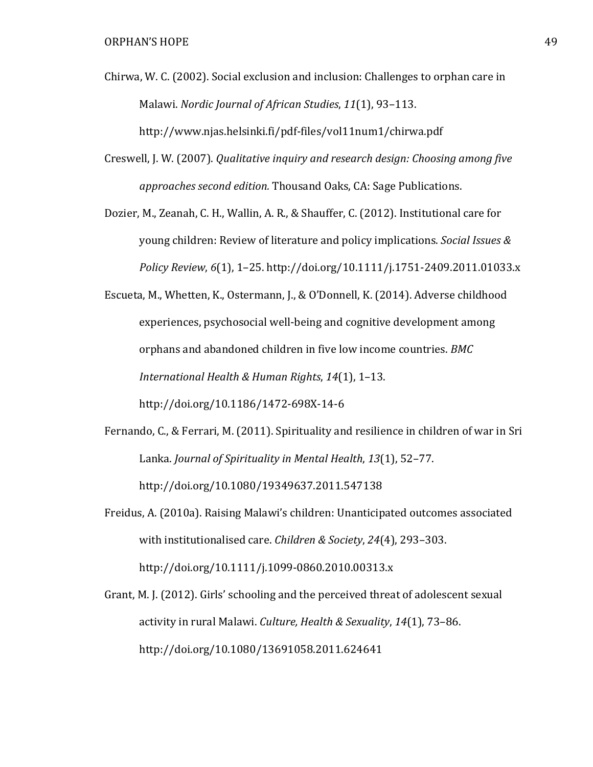Chirwa, W. C. (2002). Social exclusion and inclusion: Challenges to orphan care in Malawi. *Nordic Journal of African Studies*, *11*(1), 93–113. http://www.njas.helsinki.fi/pdf-files/vol11num1/chirwa.pdf

Creswell, J. W. (2007). *Qualitative inquiry and research design: Choosing among five approaches second edition.* Thousand Oaks, CA: Sage Publications.

Dozier, M., Zeanah, C. H., Wallin, A. R., & Shauffer, C. (2012). Institutional care for young children: Review of literature and policy implications. *Social Issues & Policy Review*, *6*(1), 1–25. http://doi.org/10.1111/j.1751-2409.2011.01033.x

Escueta, M., Whetten, K., Ostermann, J., & O'Donnell, K. (2014). Adverse childhood experiences, psychosocial well-being and cognitive development among orphans and abandoned children in five low income countries. *BMC International Health & Human Rights*, *14*(1), 1–13. http://doi.org/10.1186/1472-698X-14-6

Fernando, C., & Ferrari, M. (2011). Spirituality and resilience in children of war in Sri Lanka. *Journal of Spirituality in Mental Health*, *13*(1), 52–77. http://doi.org/10.1080/19349637.2011.547138

Freidus, A. (2010a). Raising Malawi's children: Unanticipated outcomes associated with institutionalised care. *Children & Society*, *24*(4), 293–303. http://doi.org/10.1111/j.1099-0860.2010.00313.x

Grant, M. J. (2012). Girls' schooling and the perceived threat of adolescent sexual activity in rural Malawi. *Culture, Health & Sexuality*, *14*(1), 73–86. http://doi.org/10.1080/13691058.2011.624641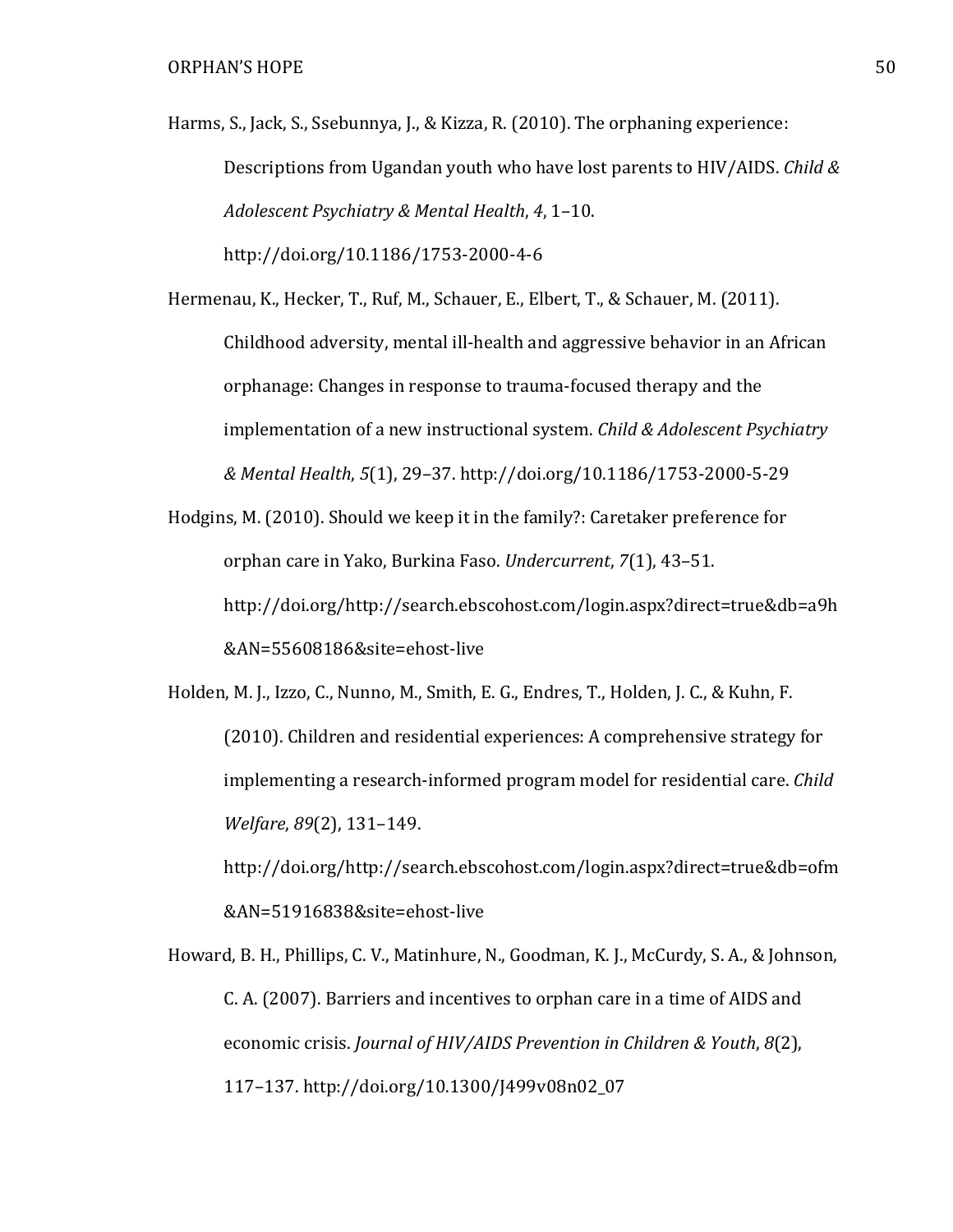Harms, S., Jack, S., Ssebunnya, J., & Kizza, R. (2010). The orphaning experience: Descriptions from Ugandan youth who have lost parents to HIV/AIDS. *Child & Adolescent Psychiatry & Mental Health*, *4*, 1–10. http://doi.org/10.1186/1753-2000-4-6

Hermenau, K., Hecker, T., Ruf, M., Schauer, E., Elbert, T., & Schauer, M. (2011). Childhood adversity, mental ill-health and aggressive behavior in an African orphanage: Changes in response to trauma-focused therapy and the implementation of a new instructional system. *Child & Adolescent Psychiatry & Mental Health*, *5*(1), 29–37. http://doi.org/10.1186/1753-2000-5-29

Hodgins, M. (2010). Should we keep it in the family?: Caretaker preference for orphan care in Yako, Burkina Faso. *Undercurrent*, *7*(1), 43–51. http://doi.org/http://search.ebscohost.com/login.aspx?direct=true&db=a9h&AN=55608186&site=ehost-live

Holden, M. J., Izzo, C., Nunno, M., Smith, E. G., Endres, T., Holden, J. C., & Kuhn, F. (2010). Children and residential experiences: A comprehensive strategy for implementing a research-informed program model for residential care. *Child Welfare*, *89*(2), 131–149. http://doi.org/http://search.ebscohost.com/login.aspx?direct=true&db=ofm&AN=51916838&site=ehost-live

Howard, B. H., Phillips, C. V., Matinhure, N., Goodman, K. J., McCurdy, S. A., & Johnson, C. A. (2007). Barriers and incentives to orphan care in a time of AIDS and economic crisis. *Journal of HIV/AIDS Prevention in Children & Youth*, *8*(2), 117–137. http://doi.org/10.1300/J499v08n02_07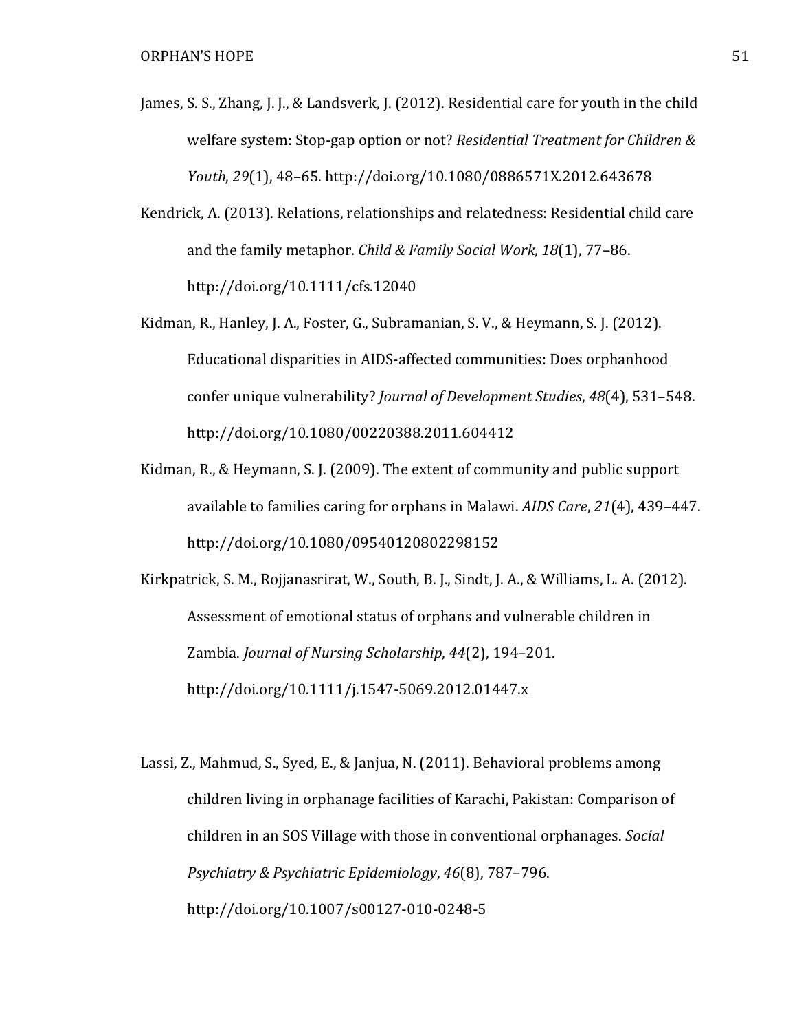James, S. S., Zhang, J. J., & Landsverk, J. (2012). Residential care for youth in the child welfare system: Stop-gap option or not? *Residential Treatment for Children & Youth*, *29*(1), 48–65. http://doi.org/10.1080/0886571X.2012.643678

Kendrick, A. (2013). Relations, relationships and relatedness: Residential child care and the family metaphor. *Child & Family Social Work*, *18*(1), 77–86. http://doi.org/10.1111/cfs.12040

Kidman, R., Hanley, J. A., Foster, G., Subramanian, S. V., & Heymann, S. J. (2012). Educational disparities in AIDS-affected communities: Does orphanhood confer unique vulnerability? *Journal of Development Studies*, *48*(4), 531–548. http://doi.org/10.1080/00220388.2011.604412

Kidman, R., & Heymann, S. J. (2009). The extent of community and public support available to families caring for orphans in Malawi. *AIDS Care*, *21*(4), 439–447. http://doi.org/10.1080/09540120802298152

Kirkpatrick, S. M., Rojjanasrirat, W., South, B. J., Sindt, J. A., & Williams, L. A. (2012). Assessment of emotional status of orphans and vulnerable children in Zambia. *Journal of Nursing Scholarship*, *44*(2), 194–201. http://doi.org/10.1111/j.1547-5069.2012.01447.x

Lassi, Z., Mahmud, S., Syed, E., & Janjua, N. (2011). Behavioral problems among children living in orphanage facilities of Karachi, Pakistan: Comparison of children in an SOS Village with those in conventional orphanages. *Social Psychiatry & Psychiatric Epidemiology*, *46*(8), 787–796. http://doi.org/10.1007/s00127-010-0248-5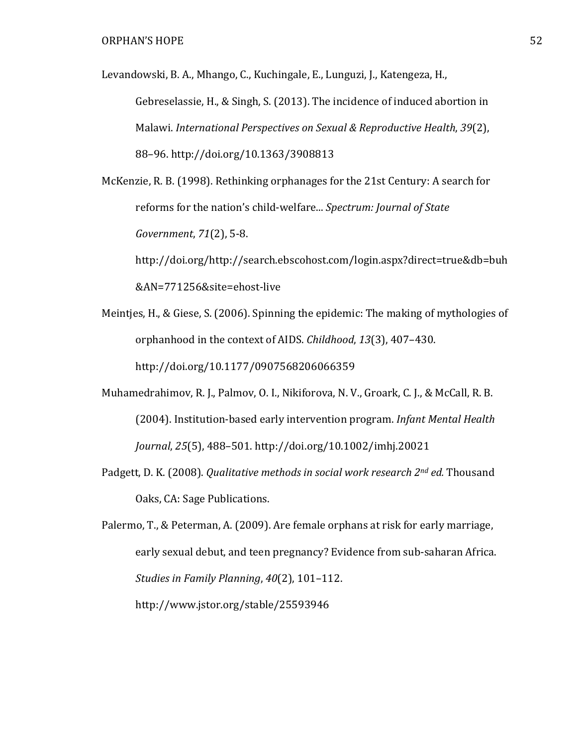Levandowski, B. A., Mhango, C., Kuchingale, E., Lunguzi, J., Katengeza, H., Gebreselassie, H., & Singh, S. (2013). The incidence of induced abortion in Malawi. *International Perspectives on Sexual & Reproductive Health*, *39*(2), 88–96. http://doi.org/10.1363/3908813

McKenzie, R. B. (1998). Rethinking orphanages for the 21st Century: A search for reforms for the nation's child-welfare... *Spectrum: Journal of State Government*, *71*(2), 5-8. http://doi.org/http://search.ebscohost.com/login.aspx?direct=true&db=buh&AN=771256&site=ehost-live

Meintjes, H., & Giese, S. (2006). Spinning the epidemic: The making of mythologies of orphanhood in the context of AIDS. *Childhood*, *13*(3), 407–430. http://doi.org/10.1177/0907568206066359

Muhamedrahimov, R. J., Palmov, O. I., Nikiforova, N. V., Groark, C. J., & McCall, R. B. (2004). Institution-based early intervention program. *Infant Mental Health Journal*, *25*(5), 488–501. http://doi.org/10.1002/imhj.20021

Padgett, D. K. (2008). *Qualitative methods in social work research 2nd ed.* Thousand Oaks, CA: Sage Publications.

Palermo, T., & Peterman, A. (2009). Are female orphans at risk for early marriage, early sexual debut, and teen pregnancy? Evidence from sub-saharan Africa. *Studies in Family Planning*, *40*(2), 101–112. http://www.jstor.org/stable/25593946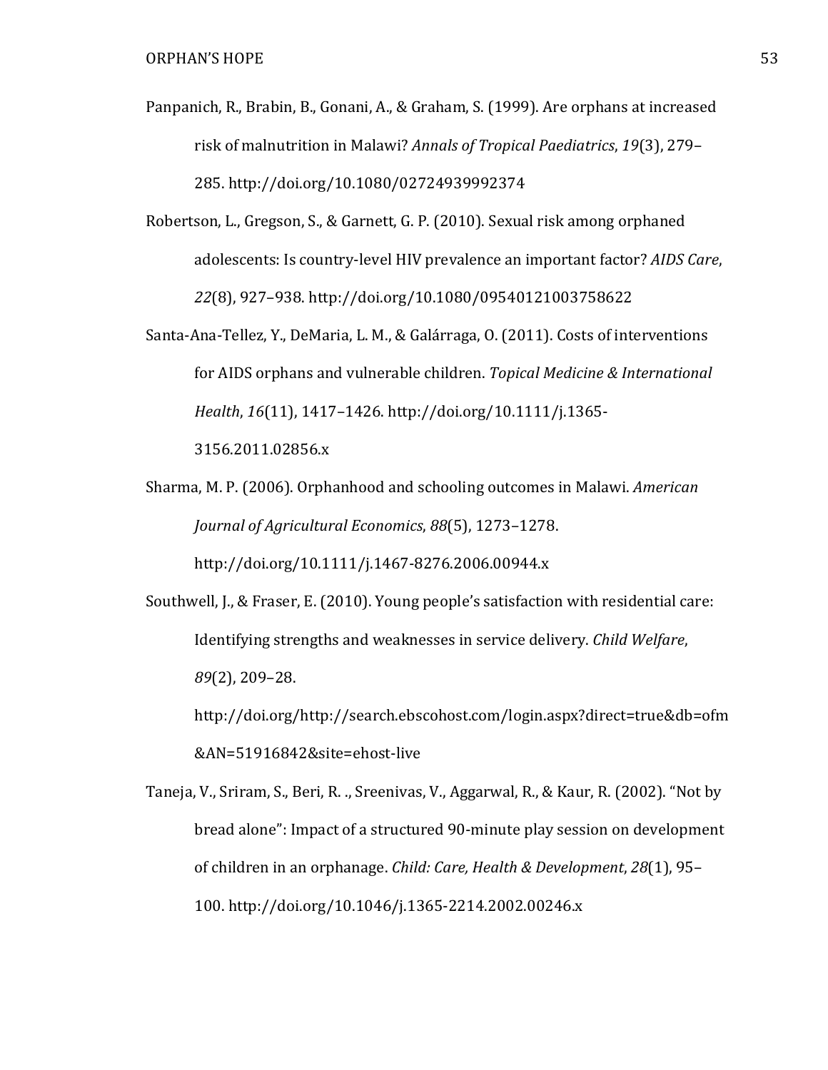Panpanich, R., Brabin, B., Gonani, A., & Graham, S. (1999). Are orphans at increased risk of malnutrition in Malawi? *Annals of Tropical Paediatrics*, *19*(3), 279–285. http://doi.org/10.1080/02724939992374

Robertson, L., Gregson, S., & Garnett, G. P. (2010). Sexual risk among orphaned adolescents: Is country-level HIV prevalence an important factor? *AIDS Care*, *22*(8), 927–938. http://doi.org/10.1080/09540121003758622

Santa-Ana-Tellez, Y., DeMaria, L. M., & Galárraga, O. (2011). Costs of interventions for AIDS orphans and vulnerable children. *Topical Medicine & International Health*, *16*(11), 1417–1426. http://doi.org/10.1111/j.1365-3156.2011.02856.x

Sharma, M. P. (2006). Orphanhood and schooling outcomes in Malawi. *American Journal of Agricultural Economics*, *88*(5), 1273–1278. http://doi.org/10.1111/j.1467-8276.2006.00944.x

Southwell, J., & Fraser, E. (2010). Young people's satisfaction with residential care: Identifying strengths and weaknesses in service delivery. *Child Welfare*, *89*(2), 209–28. http://doi.org/http://search.ebscohost.com/login.aspx?direct=true&db=ofm&AN=51916842&site=ehost-live

Taneja, V., Sriram, S., Beri, R. ., Sreenivas, V., Aggarwal, R., & Kaur, R. (2002). "Not by bread alone": Impact of a structured 90-minute play session on development of children in an orphanage. *Child: Care, Health & Development*, *28*(1), 95–100. http://doi.org/10.1046/j.1365-2214.2002.00246.x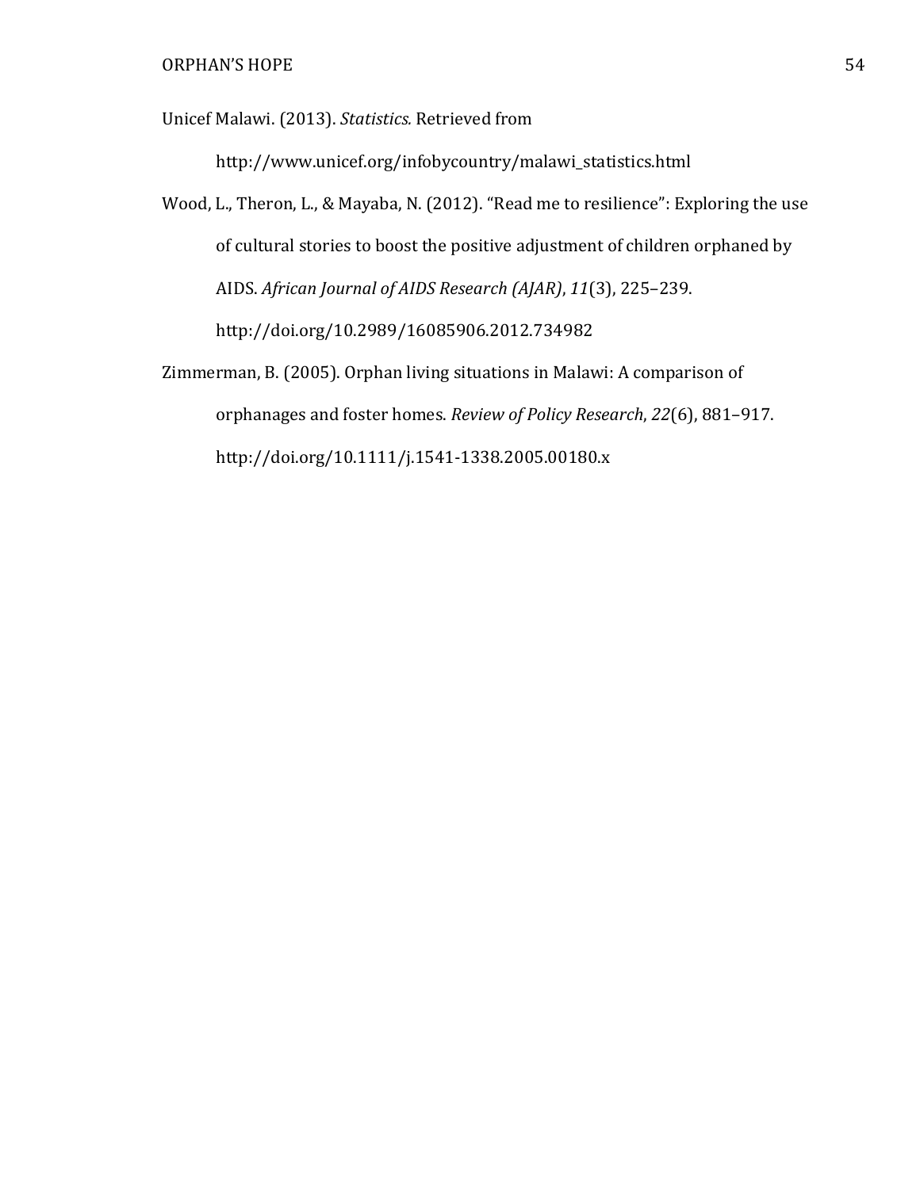Unicef Malawi. (2013). *Statistics.* Retrieved from http://www.unicef.org/infobycountry/malawi_statistics.html

Wood, L., Theron, L., & Mayaba, N. (2012). "Read me to resilience": Exploring the use of cultural stories to boost the positive adjustment of children orphaned by AIDS. *African Journal of AIDS Research (AJAR)*, *11*(3), 225–239. http://doi.org/10.2989/16085906.2012.734982

Zimmerman, B. (2005). Orphan living situations in Malawi: A comparison of orphanages and foster homes. *Review of Policy Research*, *22*(6), 881–917. http://doi.org/10.1111/j.1541-1338.2005.00180.x